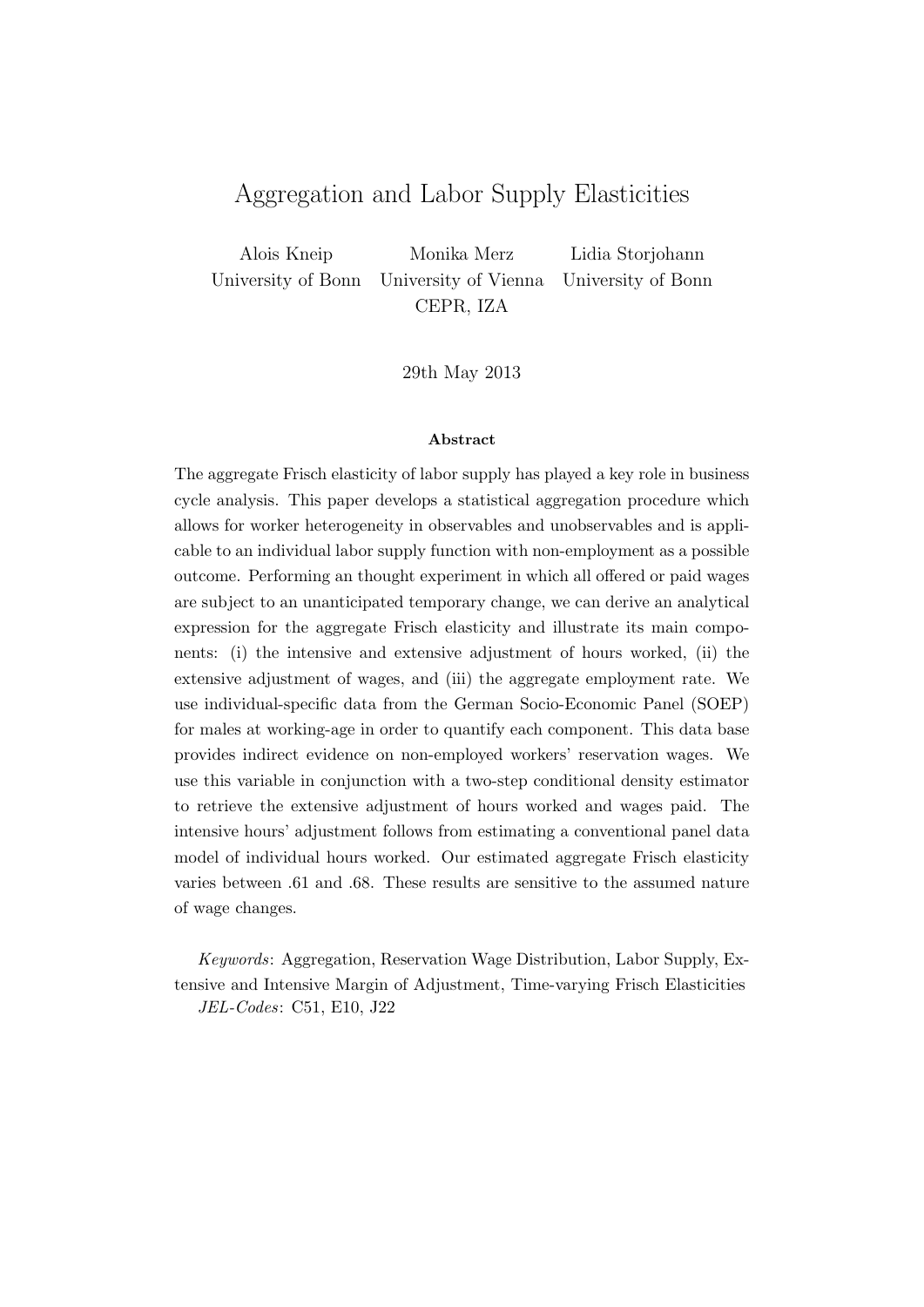# Aggregation and Labor Supply Elasticities

Alois Kneip
University of Bonn

Monika Merz
University of Vienna
CEPR, IZA

Lidia Storjohann
University of Bonn

29th May 2013

**Abstract**

The aggregate Frisch elasticity of labor supply has played a key role in business cycle analysis. This paper develops a statistical aggregation procedure which allows for worker heterogeneity in observables and unobservables and is applicable to an individual labor supply function with non-employment as a possible outcome. Performing an thought experiment in which all offered or paid wages are subject to an unanticipated temporary change, we can derive an analytical expression for the aggregate Frisch elasticity and illustrate its main components: (i) the intensive and extensive adjustment of hours worked, (ii) the extensive adjustment of wages, and (iii) the aggregate employment rate. We use individual-specific data from the German Socio-Economic Panel (SOEP) for males at working-age in order to quantify each component. This data base provides indirect evidence on non-employed workers' reservation wages. We use this variable in conjunction with a two-step conditional density estimator to retrieve the extensive adjustment of hours worked and wages paid. The intensive hours' adjustment follows from estimating a conventional panel data model of individual hours worked. Our estimated aggregate Frisch elasticity varies between .61 and .68. These results are sensitive to the assumed nature of wage changes.

*Keywords*: Aggregation, Reservation Wage Distribution, Labor Supply, Extensive and Intensive Margin of Adjustment, Time-varying Frisch Elasticities

*JEL-Codes*: C51, E10, J22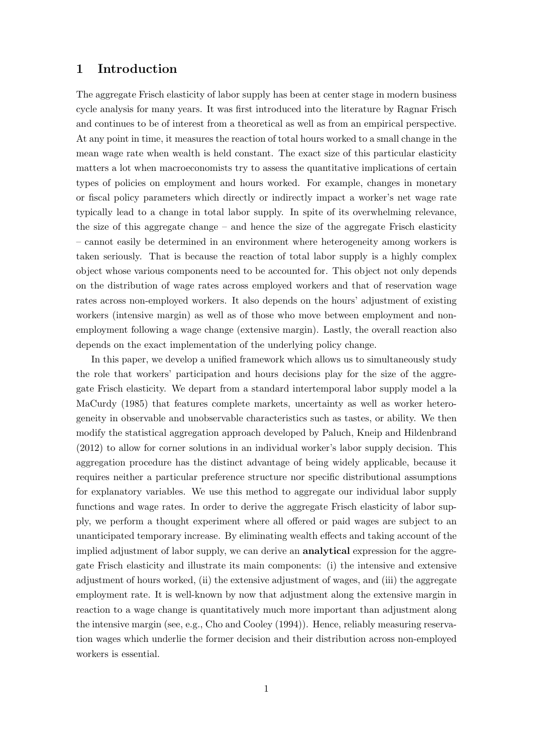## 1 Introduction

The aggregate Frisch elasticity of labor supply has been at center stage in modern business cycle analysis for many years. It was first introduced into the literature by Ragnar Frisch and continues to be of interest from a theoretical as well as from an empirical perspective. At any point in time, it measures the reaction of total hours worked to a small change in the mean wage rate when wealth is held constant. The exact size of this particular elasticity matters a lot when macroeconomists try to assess the quantitative implications of certain types of policies on employment and hours worked. For example, changes in monetary or fiscal policy parameters which directly or indirectly impact a worker's net wage rate typically lead to a change in total labor supply. In spite of its overwhelming relevance, the size of this aggregate change – and hence the size of the aggregate Frisch elasticity – cannot easily be determined in an environment where heterogeneity among workers is taken seriously. That is because the reaction of total labor supply is a highly complex object whose various components need to be accounted for. This object not only depends on the distribution of wage rates across employed workers and that of reservation wage rates across non-employed workers. It also depends on the hours' adjustment of existing workers (intensive margin) as well as of those who move between employment and non-employment following a wage change (extensive margin). Lastly, the overall reaction also depends on the exact implementation of the underlying policy change.

In this paper, we develop a unified framework which allows us to simultaneously study the role that workers' participation and hours decisions play for the size of the aggregate Frisch elasticity. We depart from a standard intertemporal labor supply model a la MaCurdy (1985) that features complete markets, uncertainty as well as worker heterogeneity in observable and unobservable characteristics such as tastes, or ability. We then modify the statistical aggregation approach developed by Paluch, Kneip and Hildenbrand (2012) to allow for corner solutions in an individual worker's labor supply decision. This aggregation procedure has the distinct advantage of being widely applicable, because it requires neither a particular preference structure nor specific distributional assumptions for explanatory variables. We use this method to aggregate our individual labor supply functions and wage rates. In order to derive the aggregate Frisch elasticity of labor supply, we perform a thought experiment where all offered or paid wages are subject to an unanticipated temporary increase. By eliminating wealth effects and taking account of the implied adjustment of labor supply, we can derive an **analytical** expression for the aggregate Frisch elasticity and illustrate its main components: (i) the intensive and extensive adjustment of hours worked, (ii) the extensive adjustment of wages, and (iii) the aggregate employment rate. It is well-known by now that adjustment along the extensive margin in reaction to a wage change is quantitatively much more important than adjustment along the intensive margin (see, e.g., Cho and Cooley (1994)). Hence, reliably measuring reservation wages which underlie the former decision and their distribution across non-employed workers is essential.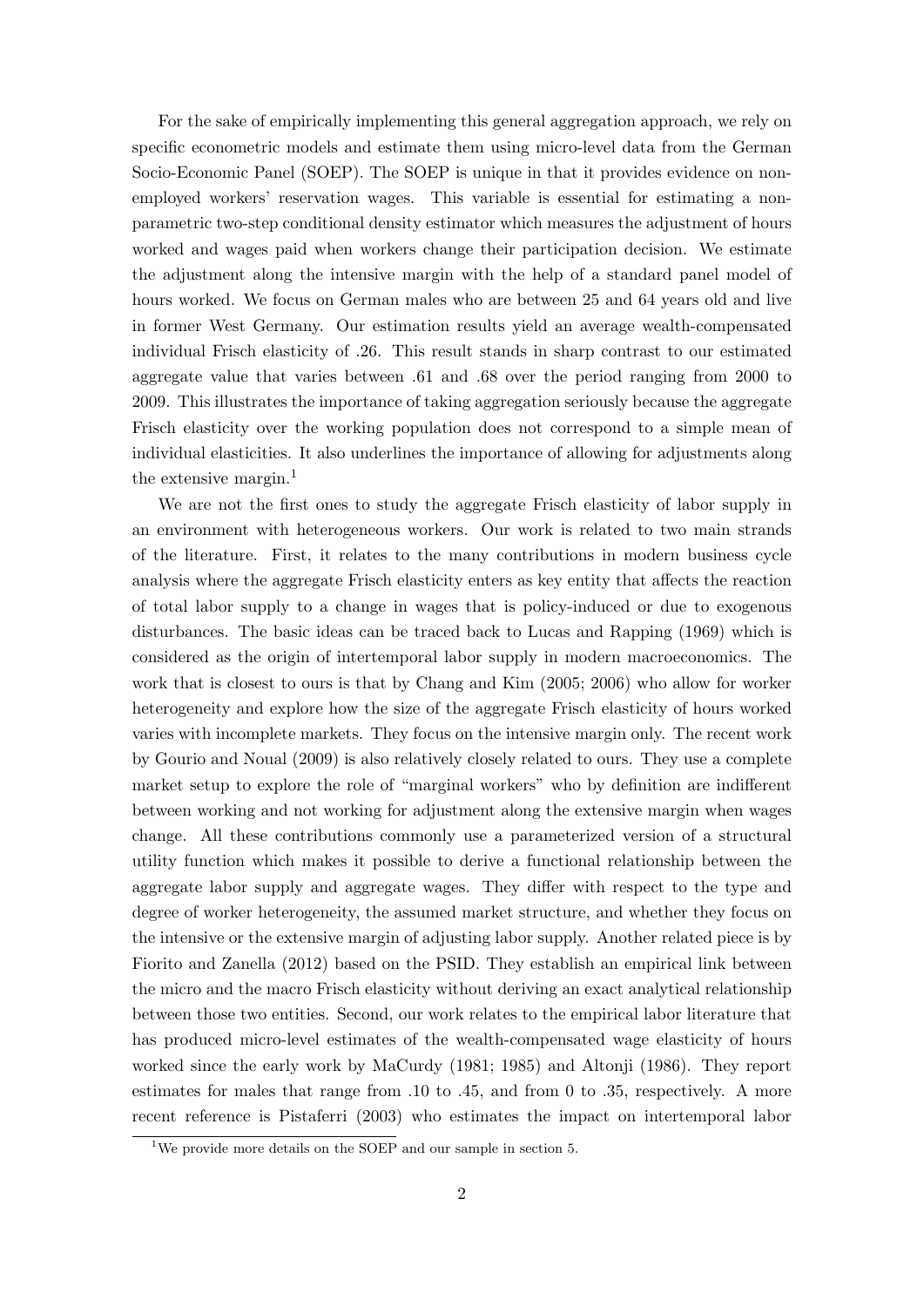For the sake of empirically implementing this general aggregation approach, we rely on specific econometric models and estimate them using micro-level data from the German Socio-Economic Panel (SOEP). The SOEP is unique in that it provides evidence on non-employed workers' reservation wages. This variable is essential for estimating a non-parametric two-step conditional density estimator which measures the adjustment of hours worked and wages paid when workers change their participation decision. We estimate the adjustment along the intensive margin with the help of a standard panel model of hours worked. We focus on German males who are between 25 and 64 years old and live in former West Germany. Our estimation results yield an average wealth-compensated individual Frisch elasticity of .26. This result stands in sharp contrast to our estimated aggregate value that varies between .61 and .68 over the period ranging from 2000 to 2009. This illustrates the importance of taking aggregation seriously because the aggregate Frisch elasticity over the working population does not correspond to a simple mean of individual elasticities. It also underlines the importance of allowing for adjustments along the extensive margin.[1]

We are not the first ones to study the aggregate Frisch elasticity of labor supply in an environment with heterogeneous workers. Our work is related to two main strands of the literature. First, it relates to the many contributions in modern business cycle analysis where the aggregate Frisch elasticity enters as key entity that affects the reaction of total labor supply to a change in wages that is policy-induced or due to exogenous disturbances. The basic ideas can be traced back to Lucas and Rapping (1969) which is considered as the origin of intertemporal labor supply in modern macroeconomics. The work that is closest to ours is that by Chang and Kim (2005; 2006) who allow for worker heterogeneity and explore how the size of the aggregate Frisch elasticity of hours worked varies with incomplete markets. They focus on the intensive margin only. The recent work by Gourio and Noual (2009) is also relatively closely related to ours. They use a complete market setup to explore the role of "marginal workers" who by definition are indifferent between working and not working for adjustment along the extensive margin when wages change. All these contributions commonly use a parameterized version of a structural utility function which makes it possible to derive a functional relationship between the aggregate labor supply and aggregate wages. They differ with respect to the type and degree of worker heterogeneity, the assumed market structure, and whether they focus on the intensive or the extensive margin of adjusting labor supply. Another related piece is by Fiorito and Zanella (2012) based on the PSID. They establish an empirical link between the micro and the macro Frisch elasticity without deriving an exact analytical relationship between those two entities. Second, our work relates to the empirical labor literature that has produced micro-level estimates of the wealth-compensated wage elasticity of hours worked since the early work by MaCurdy (1981; 1985) and Altonji (1986). They report estimates for males that range from .10 to .45, and from 0 to .35, respectively. A more recent reference is Pistaferri (2003) who estimates the impact on intertemporal labor

[1] We provide more details on the SOEP and our sample in section 5.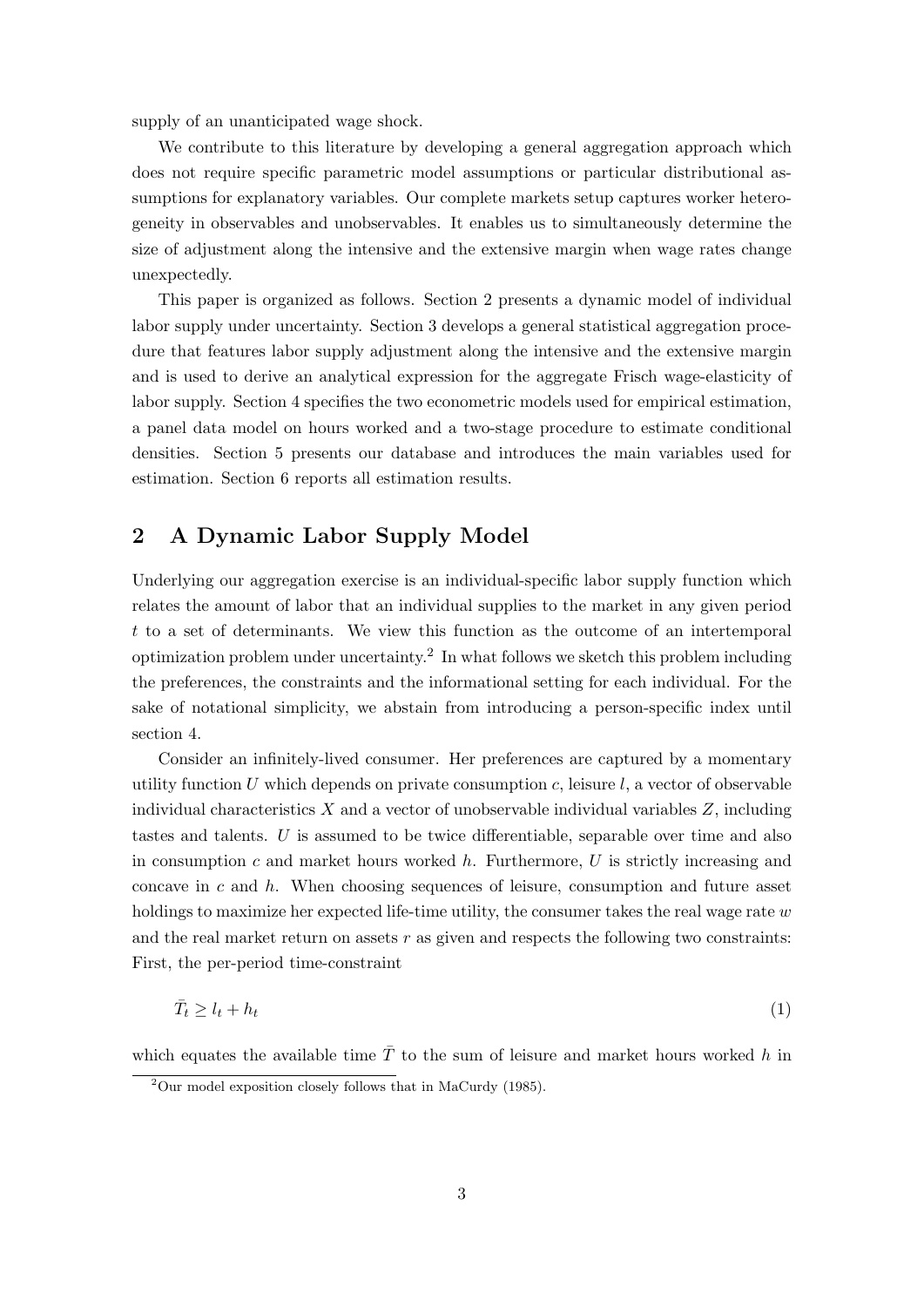supply of an unanticipated wage shock.

We contribute to this literature by developing a general aggregation approach which does not require specific parametric model assumptions or particular distributional assumptions for explanatory variables. Our complete markets setup captures worker heterogeneity in observables and unobservables. It enables us to simultaneously determine the size of adjustment along the intensive and the extensive margin when wage rates change unexpectedly.

This paper is organized as follows. Section 2 presents a dynamic model of individual labor supply under uncertainty. Section 3 develops a general statistical aggregation procedure that features labor supply adjustment along the intensive and the extensive margin and is used to derive an analytical expression for the aggregate Frisch wage-elasticity of labor supply. Section 4 specifies the two econometric models used for empirical estimation, a panel data model on hours worked and a two-stage procedure to estimate conditional densities. Section 5 presents our database and introduces the main variables used for estimation. Section 6 reports all estimation results.

## 2 A Dynamic Labor Supply Model

Underlying our aggregation exercise is an individual-specific labor supply function which relates the amount of labor that an individual supplies to the market in any given period $t$ to a set of determinants. We view this function as the outcome of an intertemporal optimization problem under uncertainty.[2] In what follows we sketch this problem including the preferences, the constraints and the informational setting for each individual. For the sake of notational simplicity, we abstain from introducing a person-specific index until section 4.

Consider an infinitely-lived consumer. Her preferences are captured by a momentary utility function $U$ which depends on private consumption $c$, leisure $l$, a vector of observable individual characteristics $X$ and a vector of unobservable individual variables $Z$, including tastes and talents. $U$ is assumed to be twice differentiable, separable over time and also in consumption $c$ and market hours worked $h$. Furthermore, $U$ is strictly increasing and concave in $c$ and $h$. When choosing sequences of leisure, consumption and future asset holdings to maximize her expected life-time utility, the consumer takes the real wage rate $w$ and the real market return on assets $r$ as given and respects the following two constraints: First, the per-period time-constraint

$$\bar{T}_t \geq l_t + h_t \tag{1}$$

which equates the available time $\bar{T}$ to the sum of leisure and market hours worked $h$ in

[2] Our model exposition closely follows that in MaCurdy (1985).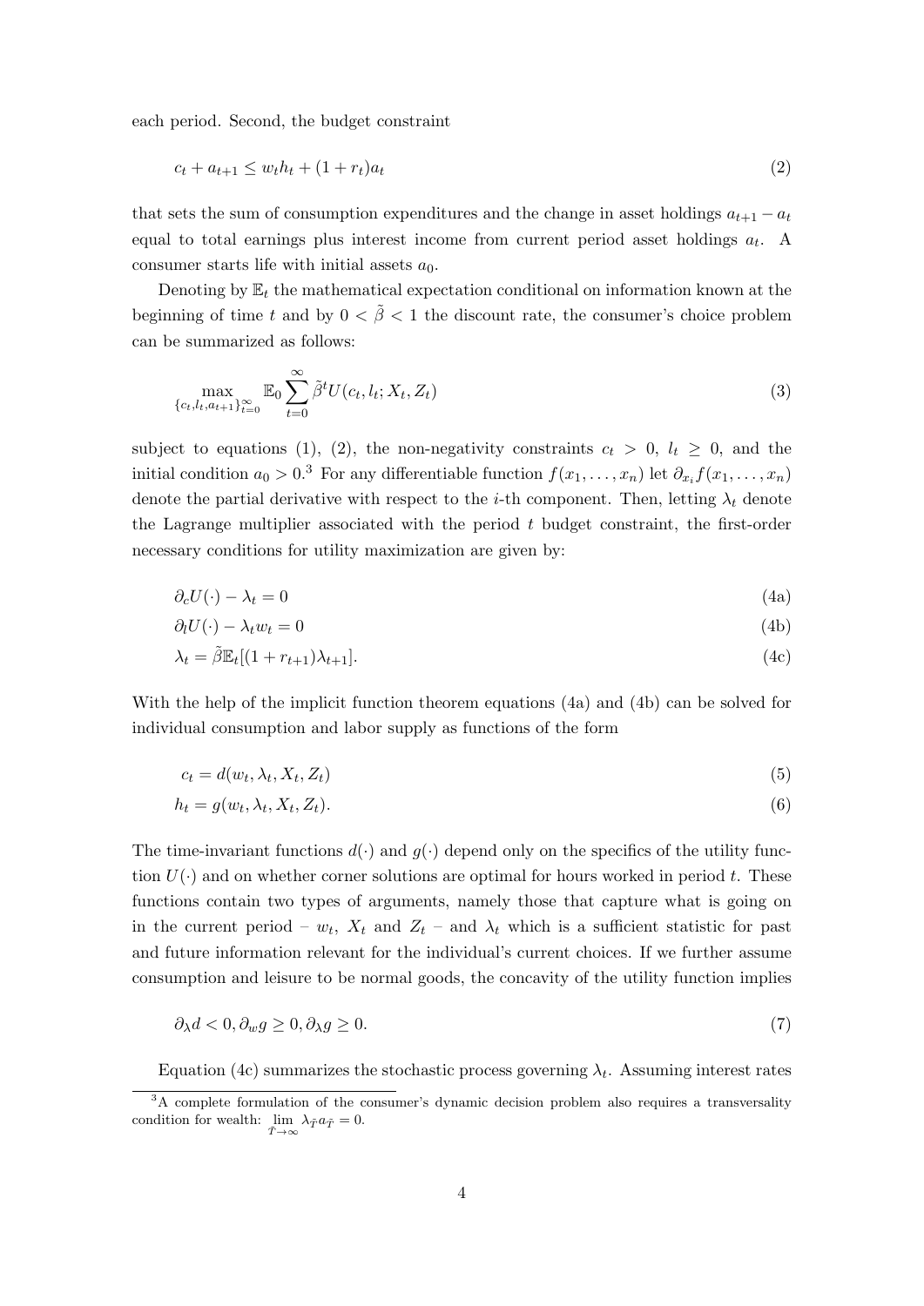each period. Second, the budget constraint

$$c_t + a_{t+1} \leq w_t h_t + (1 + r_t) a_t \tag{2}$$

that sets the sum of consumption expenditures and the change in asset holdings $a_{t+1} - a_t$ equal to total earnings plus interest income from current period asset holdings $a_t$. A consumer starts life with initial assets $a_0$.

Denoting by $\mathbb{E}_t$ the mathematical expectation conditional on information known at the beginning of time $t$ and by $0 < \tilde{\beta} < 1$ the discount rate, the consumer's choice problem can be summarized as follows:

$$\max_{\{c_t, l_t, a_{t+1}\}_{t=0}^{\infty}} \mathbb{E}_0 \sum_{t=0}^{\infty} \tilde{\beta}^t U(c_t, l_t; X_t, Z_t) \tag{3}$$

subject to equations (1), (2), the non-negativity constraints $c_t > 0$, $l_t \geq 0$, and the initial condition $a_0 > 0$.[3] For any differentiable function $f(x_1, \ldots, x_n)$ let $\partial_{x_i} f(x_1, \ldots, x_n)$ denote the partial derivative with respect to the $i$-th component. Then, letting $\lambda_t$ denote the Lagrange multiplier associated with the period $t$ budget constraint, the first-order necessary conditions for utility maximization are given by:

$$\partial_c U(\cdot) - \lambda_t = 0 \tag{4a}$$

$$\partial_l U(\cdot) - \lambda_t w_t = 0 \tag{4b}$$

$$\lambda_t = \tilde{\beta} \mathbb{E}_t[(1 + r_{t+1}) \lambda_{t+1}]. \tag{4c}$$

With the help of the implicit function theorem equations (4a) and (4b) can be solved for individual consumption and labor supply as functions of the form

$$c_t = d(w_t, \lambda_t, X_t, Z_t) \tag{5}$$

$$h_t = g(w_t, \lambda_t, X_t, Z_t). \tag{6}$$

The time-invariant functions $d(\cdot)$ and $g(\cdot)$ depend only on the specifics of the utility function $U(\cdot)$ and on whether corner solutions are optimal for hours worked in period $t$. These functions contain two types of arguments, namely those that capture what is going on in the current period – $w_t$, $X_t$ and $Z_t$ – and $\lambda_t$ which is a sufficient statistic for past and future information relevant for the individual's current choices. If we further assume consumption and leisure to be normal goods, the concavity of the utility function implies

$$\partial_\lambda d < 0, \partial_w g \geq 0, \partial_\lambda g \geq 0. \tag{7}$$

Equation (4c) summarizes the stochastic process governing $\lambda_t$. Assuming interest rates

[3] A complete formulation of the consumer's dynamic decision problem also requires a transversality condition for wealth: $\lim_{\tilde{T} \to \infty} \lambda_{\tilde{T}} a_{\tilde{T}} = 0$.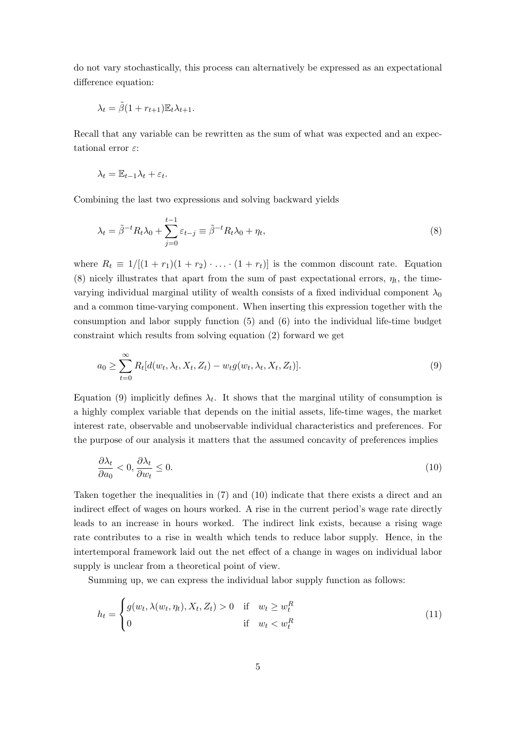do not vary stochastically, this process can alternatively be expressed as an expectational difference equation:

$$\lambda_t = \tilde{\beta}(1 + r_{t+1})\mathbb{E}_t \lambda_{t+1}.$$

Recall that any variable can be rewritten as the sum of what was expected and an expectational error $\varepsilon$:

$$\lambda_t = \mathbb{E}_{t-1}\lambda_t + \varepsilon_t.$$

Combining the last two expressions and solving backward yields

$$\lambda_t = \tilde{\beta}^{-t} R_t \lambda_0 + \sum_{j=0}^{t-1} \varepsilon_{t-j} \equiv \tilde{\beta}^{-t} R_t \lambda_0 + \eta_t, \tag{8}$$

where $R_t \equiv 1/[(1 + r_1)(1 + r_2) \cdot \ldots \cdot (1 + r_t)]$ is the common discount rate. Equation (8) nicely illustrates that apart from the sum of past expectational errors, $\eta_t$, the time-varying individual marginal utility of wealth consists of a fixed individual component $\lambda_0$ and a common time-varying component. When inserting this expression together with the consumption and labor supply function (5) and (6) into the individual life-time budget constraint which results from solving equation (2) forward we get

$$a_0 \geq \sum_{t=0}^{\infty} R_t [d(w_t, \lambda_t, X_t, Z_t) - w_t g(w_t, \lambda_t, X_t, Z_t)]. \tag{9}$$

Equation (9) implicitly defines $\lambda_t$. It shows that the marginal utility of consumption is a highly complex variable that depends on the initial assets, life-time wages, the market interest rate, observable and unobservable individual characteristics and preferences. For the purpose of our analysis it matters that the assumed concavity of preferences implies

$$\frac{\partial \lambda_t}{\partial a_0} < 0, \frac{\partial \lambda_t}{\partial w_t} \leq 0. \tag{10}$$

Taken together the inequalities in (7) and (10) indicate that there exists a direct and an indirect effect of wages on hours worked. A rise in the current period's wage rate directly leads to an increase in hours worked. The indirect link exists, because a rising wage rate contributes to a rise in wealth which tends to reduce labor supply. Hence, in the intertemporal framework laid out the net effect of a change in wages on individual labor supply is unclear from a theoretical point of view.

Summing up, we can express the individual labor supply function as follows:

$$h_t = \begin{cases} g(w_t, \lambda(w_t, \eta_t), X_t, Z_t) > 0 & \text{if} \quad w_t \geq w_t^R \\ 0 & \text{if} \quad w_t < w_t^R \end{cases} \tag{11}$$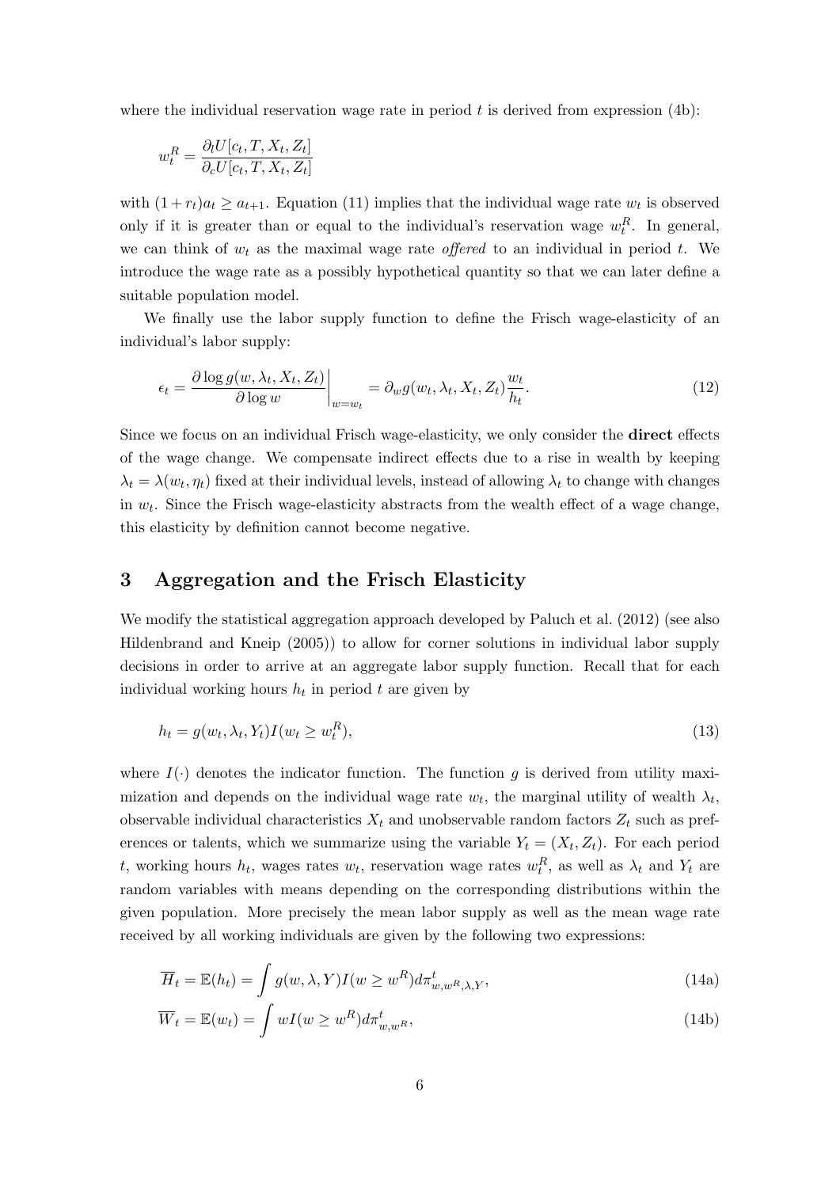where the individual reservation wage rate in period $t$ is derived from expression (4b):

$$w_t^R = \frac{\partial_l U[c_t, T, X_t, Z_t]}{\partial_c U[c_t, T, X_t, Z_t]}$$

with $(1 + r_t)a_t \geq a_{t+1}$. Equation (11) implies that the individual wage rate $w_t$ is observed only if it is greater than or equal to the individual's reservation wage $w_t^R$. In general, we can think of $w_t$ as the maximal wage rate *offered* to an individual in period $t$. We introduce the wage rate as a possibly hypothetical quantity so that we can later define a suitable population model.

We finally use the labor supply function to define the Frisch wage-elasticity of an individual's labor supply:

$$\epsilon_t = \left. \frac{\partial \log g(w, \lambda_t, X_t, Z_t)}{\partial \log w} \right|_{w=w_t} = \partial_w g(w_t, \lambda_t, X_t, Z_t) \frac{w_t}{h_t}. \tag{12}$$

Since we focus on an individual Frisch wage-elasticity, we only consider the **direct** effects of the wage change. We compensate indirect effects due to a rise in wealth by keeping $\lambda_t = \lambda(w_t, \eta_t)$ fixed at their individual levels, instead of allowing $\lambda_t$ to change with changes in $w_t$. Since the Frisch wage-elasticity abstracts from the wealth effect of a wage change, this elasticity by definition cannot become negative.

## 3 Aggregation and the Frisch Elasticity

We modify the statistical aggregation approach developed by Paluch et al. (2012) (see also Hildenbrand and Kneip (2005)) to allow for corner solutions in individual labor supply decisions in order to arrive at an aggregate labor supply function. Recall that for each individual working hours $h_t$ in period $t$ are given by

$$h_t = g(w_t, \lambda_t, Y_t) I(w_t \geq w_t^R), \tag{13}$$

where $I(\cdot)$ denotes the indicator function. The function $g$ is derived from utility maximization and depends on the individual wage rate $w_t$, the marginal utility of wealth $\lambda_t$, observable individual characteristics $X_t$ and unobservable random factors $Z_t$ such as preferences or talents, which we summarize using the variable $Y_t = (X_t, Z_t)$. For each period $t$, working hours $h_t$, wages rates $w_t$, reservation wage rates $w_t^R$, as well as $\lambda_t$ and $Y_t$ are random variables with means depending on the corresponding distributions within the given population. More precisely the mean labor supply as well as the mean wage rate received by all working individuals are given by the following two expressions:

$$\overline{H}_t = \mathbb{E}(h_t) = \int g(w, \lambda, Y) I(w \geq w^R) d\pi^t_{w, w^R, \lambda, Y}, \tag{14a}$$

$$\overline{W}_t = \mathbb{E}(w_t) = \int w I(w \geq w^R) d\pi^t_{w, w^R}, \tag{14b}$$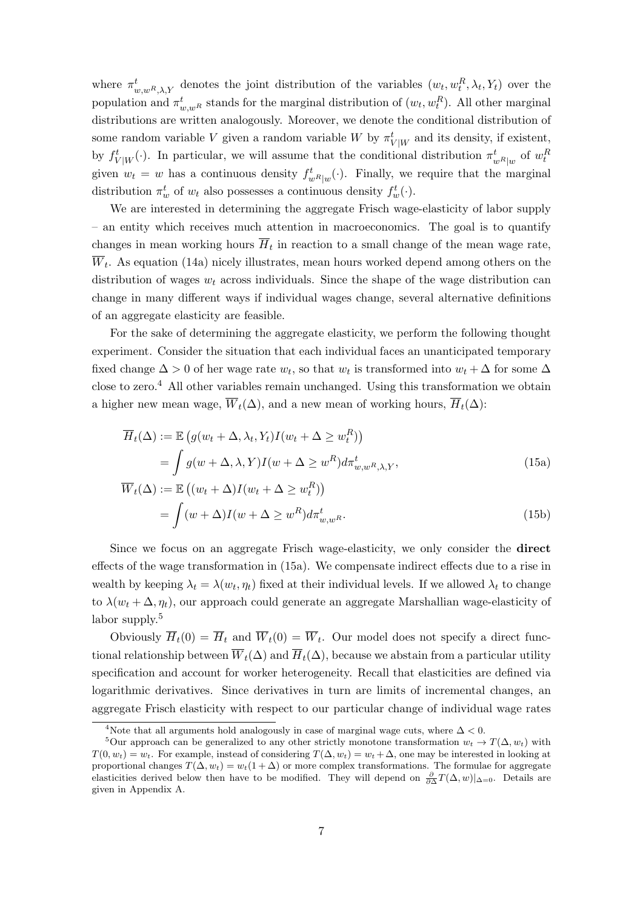where $\pi^t_{w,w^R,\lambda,Y}$ denotes the joint distribution of the variables $(w_t, w^R_t, \lambda_t, Y_t)$ over the population and $\pi^t_{w,w^R}$ stands for the marginal distribution of $(w_t, w^R_t)$. All other marginal distributions are written analogously. Moreover, we denote the conditional distribution of some random variable $V$ given a random variable $W$ by $\pi^t_{V|W}$ and its density, if existent, by $f^t_{V|W}(\cdot)$. In particular, we will assume that the conditional distribution $\pi^t_{w^R|w}$ of $w^R_t$ given $w_t = w$ has a continuous density $f^t_{w^R|w}(\cdot)$. Finally, we require that the marginal distribution $\pi^t_w$ of $w_t$ also possesses a continuous density $f^t_w(\cdot)$.

We are interested in determining the aggregate Frisch wage-elasticity of labor supply – an entity which receives much attention in macroeconomics. The goal is to quantify changes in mean working hours $\overline{H}_t$ in reaction to a small change of the mean wage rate, $\overline{W}_t$. As equation (14a) nicely illustrates, mean hours worked depend among others on the distribution of wages $w_t$ across individuals. Since the shape of the wage distribution can change in many different ways if individual wages change, several alternative definitions of an aggregate elasticity are feasible.

For the sake of determining the aggregate elasticity, we perform the following thought experiment. Consider the situation that each individual faces an unanticipated temporary fixed change $\Delta > 0$ of her wage rate $w_t$, so that $w_t$ is transformed into $w_t + \Delta$ for some $\Delta$ close to zero.[4] All other variables remain unchanged. Using this transformation we obtain a higher new mean wage, $\overline{W}_t(\Delta)$, and a new mean of working hours, $\overline{H}_t(\Delta)$:

$$\begin{aligned}
\overline{H}_t(\Delta) &:= \mathbb{E}\left(g(w_t + \Delta, \lambda_t, Y_t) I(w_t + \Delta \geq w^R_t)\right) \\
&= \int g(w + \Delta, \lambda, Y) I(w + \Delta \geq w^R) d\pi^t_{w,w^R,\lambda,Y}, \qquad (15a) \\
\overline{W}_t(\Delta) &:= \mathbb{E}\left((w_t + \Delta) I(w_t + \Delta \geq w^R_t)\right) \\
&= \int (w + \Delta) I(w + \Delta \geq w^R) d\pi^t_{w,w^R}. \qquad (15b)
\end{aligned}$$

Since we focus on an aggregate Frisch wage-elasticity, we only consider the **direct** effects of the wage transformation in (15a). We compensate indirect effects due to a rise in wealth by keeping $\lambda_t = \lambda(w_t, \eta_t)$ fixed at their individual levels. If we allowed $\lambda_t$ to change to $\lambda(w_t + \Delta, \eta_t)$, our approach could generate an aggregate Marshallian wage-elasticity of labor supply.[5]

Obviously $\overline{H}_t(0) = \overline{H}_t$ and $\overline{W}_t(0) = \overline{W}_t$. Our model does not specify a direct functional relationship between $\overline{W}_t(\Delta)$ and $\overline{H}_t(\Delta)$, because we abstain from a particular utility specification and account for worker heterogeneity. Recall that elasticities are defined via logarithmic derivatives. Since derivatives in turn are limits of incremental changes, an aggregate Frisch elasticity with respect to our particular change of individual wage rates

[4] Note that all arguments hold analogously in case of marginal wage cuts, where $\Delta < 0$.

[5] Our approach can be generalized to any other strictly monotone transformation $w_t \to T(\Delta, w_t)$ with $T(0, w_t) = w_t$. For example, instead of considering $T(\Delta, w_t) = w_t + \Delta$, one may be interested in looking at proportional changes $T(\Delta, w_t) = w_t(1 + \Delta)$ or more complex transformations. The formulae for aggregate elasticities derived below then have to be modified. They will depend on $\frac{\partial}{\partial \Delta} T(\Delta, w)|_{\Delta=0}$. Details are given in Appendix A.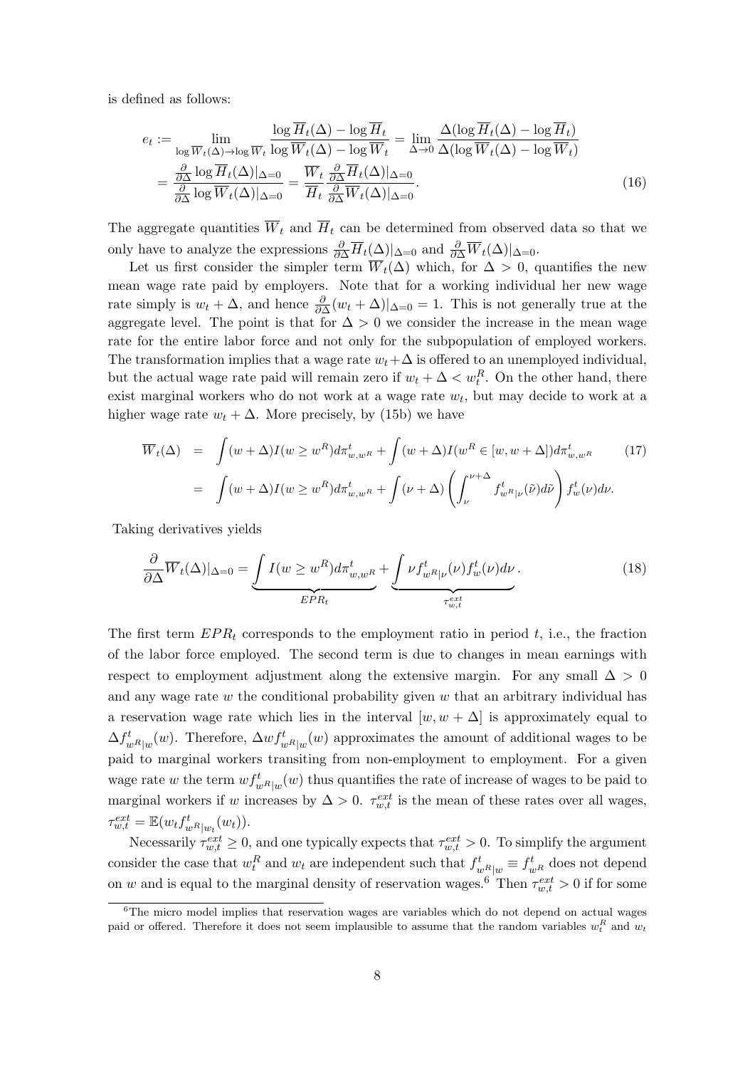is defined as follows:

$$
\begin{aligned}
e_t &:= \lim_{\log \overline{W}_t(\Delta)\to \log \overline{W}_t} \frac{\log \overline{H}_t(\Delta) - \log \overline{H}_t}{\log \overline{W}_t(\Delta) - \log \overline{W}_t} = \lim_{\Delta \to 0} \frac{\Delta(\log \overline{H}_t(\Delta) - \log \overline{H}_t)}{\Delta(\log \overline{W}_t(\Delta) - \log \overline{W}_t)} \\
&= \frac{\frac{\partial}{\partial \Delta} \log \overline{H}_t(\Delta)|_{\Delta=0}}{\frac{\partial}{\partial \Delta} \log \overline{W}_t(\Delta)|_{\Delta=0}} = \frac{\overline{W}_t}{\overline{H}_t} \frac{\frac{\partial}{\partial \Delta} \overline{H}_t(\Delta)|_{\Delta=0}}{\frac{\partial}{\partial \Delta} \overline{W}_t(\Delta)|_{\Delta=0}}. \qquad (16)
\end{aligned}
$$

The aggregate quantities $\overline{W}_t$ and $\overline{H}_t$ can be determined from observed data so that we only have to analyze the expressions $\frac{\partial}{\partial \Delta} \overline{H}_t(\Delta)|_{\Delta=0}$ and $\frac{\partial}{\partial \Delta} \overline{W}_t(\Delta)|_{\Delta=0}$.

Let us first consider the simpler term $\overline{W}_t(\Delta)$ which, for $\Delta > 0$, quantifies the new mean wage rate paid by employers. Note that for a working individual her new wage rate simply is $w_t + \Delta$, and hence $\frac{\partial}{\partial \Delta}(w_t + \Delta)|_{\Delta=0} = 1$. This is not generally true at the aggregate level. The point is that for $\Delta > 0$ we consider the increase in the mean wage rate for the entire labor force and not only for the subpopulation of employed workers. The transformation implies that a wage rate $w_t + \Delta$ is offered to an unemployed individual, but the actual wage rate paid will remain zero if $w_t + \Delta < w_t^R$. On the other hand, there exist marginal workers who do not work at a wage rate $w_t$, but may decide to work at a higher wage rate $w_t + \Delta$. More precisely, by (15b) we have

$$
\begin{aligned}
\overline{W}_t(\Delta) &= \int (w+\Delta) I(w \geq w^R) d\pi^t_{w,w^R} + \int (w+\Delta) I(w^R \in [w, w+\Delta]) d\pi^t_{w,w^R} \qquad (17) \\
&= \int (w+\Delta) I(w \geq w^R) d\pi^t_{w,w^R} + \int (\nu + \Delta) \left( \int_{\nu}^{\nu+\Delta} f^t_{w^R|\nu}(\tilde{\nu}) d\tilde{\nu} \right) f^t_w(\nu) d\nu.
\end{aligned}
$$

Taking derivatives yields

$$
\frac{\partial}{\partial \Delta} \overline{W}_t(\Delta)|_{\Delta=0} = \underbrace{\int I(w \geq w^R) d\pi^t_{w,w^R}}_{EPR_t} + \underbrace{\int \nu f^t_{w^R|\nu}(\nu) f^t_w(\nu) d\nu}_{\tau^{ext}_{w,t}}. \qquad (18)
$$

The first term $EPR_t$ corresponds to the employment ratio in period $t$, i.e., the fraction of the labor force employed. The second term is due to changes in mean earnings with respect to employment adjustment along the extensive margin. For any small $\Delta > 0$ and any wage rate $w$ the conditional probability given $w$ that an arbitrary individual has a reservation wage rate which lies in the interval $[w, w+\Delta]$ is approximately equal to $\Delta f^t_{w^R|w}(w)$. Therefore, $\Delta w f^t_{w^R|w}(w)$ approximates the amount of additional wages to be paid to marginal workers transiting from non-employment to employment. For a given wage rate $w$ the term $w f^t_{w^R|w}(w)$ thus quantifies the rate of increase of wages to be paid to marginal workers if $w$ increases by $\Delta > 0$. $\tau^{ext}_{w,t}$ is the mean of these rates over all wages, $\tau^{ext}_{w,t} = \mathbb{E}(w_t f^t_{w^R|w_t}(w_t))$.

Necessarily $\tau^{ext}_{w,t} \geq 0$, and one typically expects that $\tau^{ext}_{w,t} > 0$. To simplify the argument consider the case that $w^R_t$ and $w_t$ are independent such that $f^t_{w^R|w} \equiv f^t_{w^R}$ does not depend on $w$ and is equal to the marginal density of reservation wages.[6] Then $\tau^{ext}_{w,t} > 0$ if for some

[6] The micro model implies that reservation wages are variables which do not depend on actual wages paid or offered. Therefore it does not seem implausible to assume that the random variables $w^R_t$ and $w_t$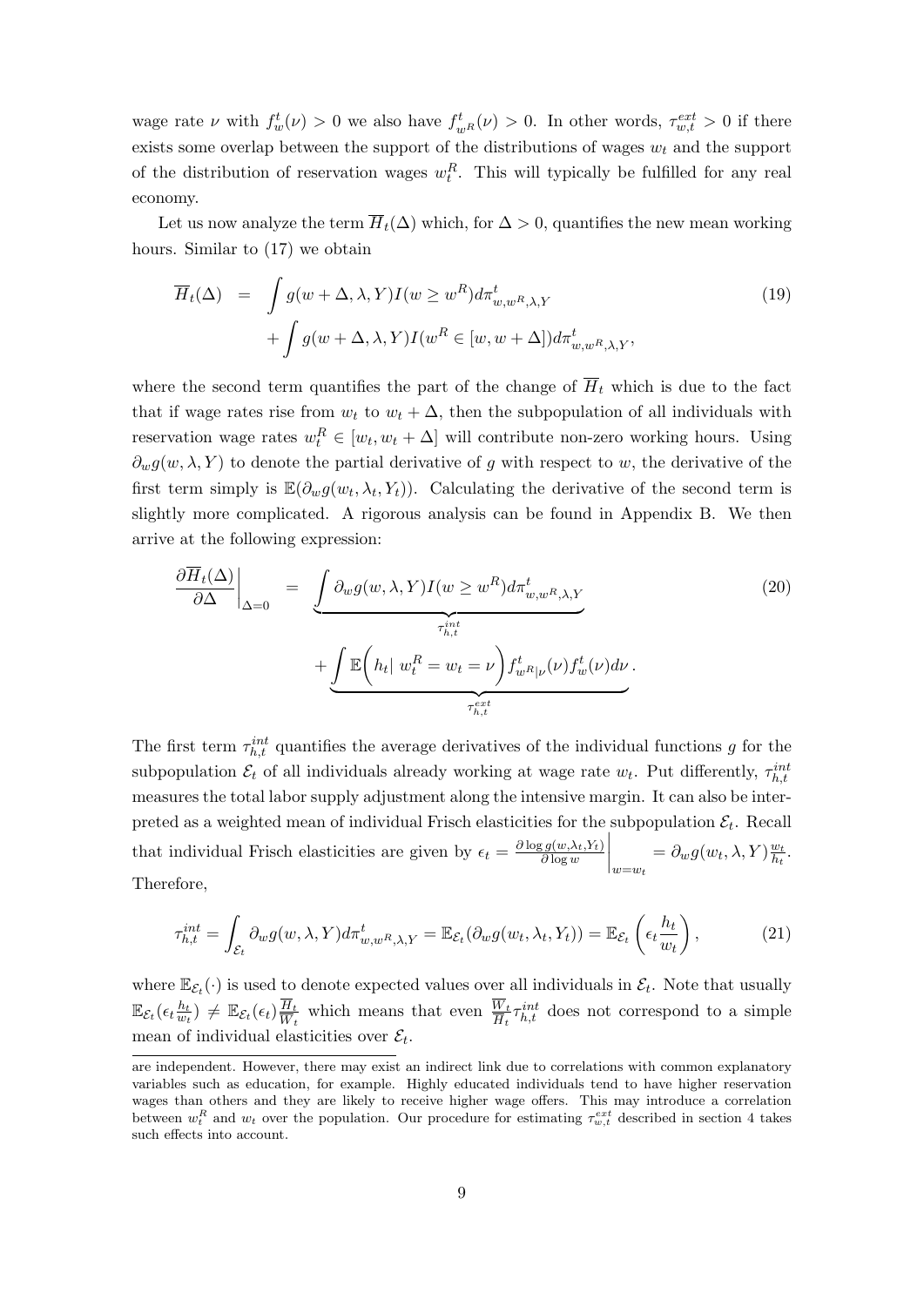wage rate $\nu$ with $f^t_w(\nu) > 0$ we also have $f^t_{w^R}(\nu) > 0$. In other words, $\tau^{ext}_{w,t} > 0$ if there exists some overlap between the support of the distributions of wages $w_t$ and the support of the distribution of reservation wages $w^R_t$. This will typically be fulfilled for any real economy.

Let us now analyze the term $\overline{H}_t(\Delta)$ which, for $\Delta > 0$, quantifies the new mean working hours. Similar to (17) we obtain

$$\begin{aligned} \overline{H}_t(\Delta) &= \int g(w+\Delta, \lambda, Y) I(w \geq w^R) d\pi^t_{w,w^R,\lambda,Y} \\ &\quad + \int g(w+\Delta, \lambda, Y) I(w^R \in [w, w+\Delta]) d\pi^t_{w,w^R,\lambda,Y}, \end{aligned} \tag{19}$$

where the second term quantifies the part of the change of $\overline{H}_t$ which is due to the fact that if wage rates rise from $w_t$ to $w_t + \Delta$, then the subpopulation of all individuals with reservation wage rates $w^R_t \in [w_t, w_t + \Delta]$ will contribute non-zero working hours. Using $\partial_w g(w, \lambda, Y)$ to denote the partial derivative of $g$ with respect to $w$, the derivative of the first term simply is $\mathbb{E}(\partial_w g(w_t, \lambda_t, Y_t))$. Calculating the derivative of the second term is slightly more complicated. A rigorous analysis can be found in Appendix B. We then arrive at the following expression:

$$\begin{aligned} \left.\frac{\partial \overline{H}_t(\Delta)}{\partial \Delta}\right|_{\Delta=0} &= \underbrace{\int \partial_w g(w, \lambda, Y) I(w \geq w^R) d\pi^t_{w,w^R,\lambda,Y}}_{\tau^{int}_{h,t}} \\ &\quad + \underbrace{\int \mathbb{E}\Big(h_t \big|\ w^R_t = w_t = \nu\Big) f^t_{w^R|\nu}(\nu) f^t_w(\nu) d\nu}_{\tau^{ext}_{h,t}}. \end{aligned} \tag{20}$$

The first term $\tau^{int}_{h,t}$ quantifies the average derivatives of the individual functions $g$ for the subpopulation $\mathcal{E}_t$ of all individuals already working at wage rate $w_t$. Put differently, $\tau^{int}_{h,t}$ measures the total labor supply adjustment along the intensive margin. It can also be interpreted as a weighted mean of individual Frisch elasticities for the subpopulation $\mathcal{E}_t$. Recall that individual Frisch elasticities are given by $\epsilon_t = \left.\frac{\partial \log g(w,\lambda_t,Y_t)}{\partial \log w}\right|_{w=w_t} = \partial_w g(w_t, \lambda, Y)\frac{w_t}{h_t}$. Therefore,

$$\tau^{int}_{h,t} = \int_{\mathcal{E}_t} \partial_w g(w, \lambda, Y) d\pi^t_{w,w^R,\lambda,Y} = \mathbb{E}_{\mathcal{E}_t}(\partial_w g(w_t, \lambda_t, Y_t)) = \mathbb{E}_{\mathcal{E}_t}\left(\epsilon_t \frac{h_t}{w_t}\right), \tag{21}$$

where $\mathbb{E}_{\mathcal{E}_t}(\cdot)$ is used to denote expected values over all individuals in $\mathcal{E}_t$. Note that usually $\mathbb{E}_{\mathcal{E}_t}(\epsilon_t \frac{h_t}{w_t}) \neq \mathbb{E}_{\mathcal{E}_t}(\epsilon_t)\frac{\overline{H}_t}{\overline{W}_t}$ which means that even $\frac{\overline{W}_t}{\overline{H}_t}\tau^{int}_{h,t}$ does not correspond to a simple mean of individual elasticities over $\mathcal{E}_t$.

are independent. However, there may exist an indirect link due to correlations with common explanatory variables such as education, for example. Highly educated individuals tend to have higher reservation wages than others and they are likely to receive higher wage offers. This may introduce a correlation between $w^R_t$ and $w_t$ over the population. Our procedure for estimating $\tau^{ext}_{w,t}$ described in section 4 takes such effects into account.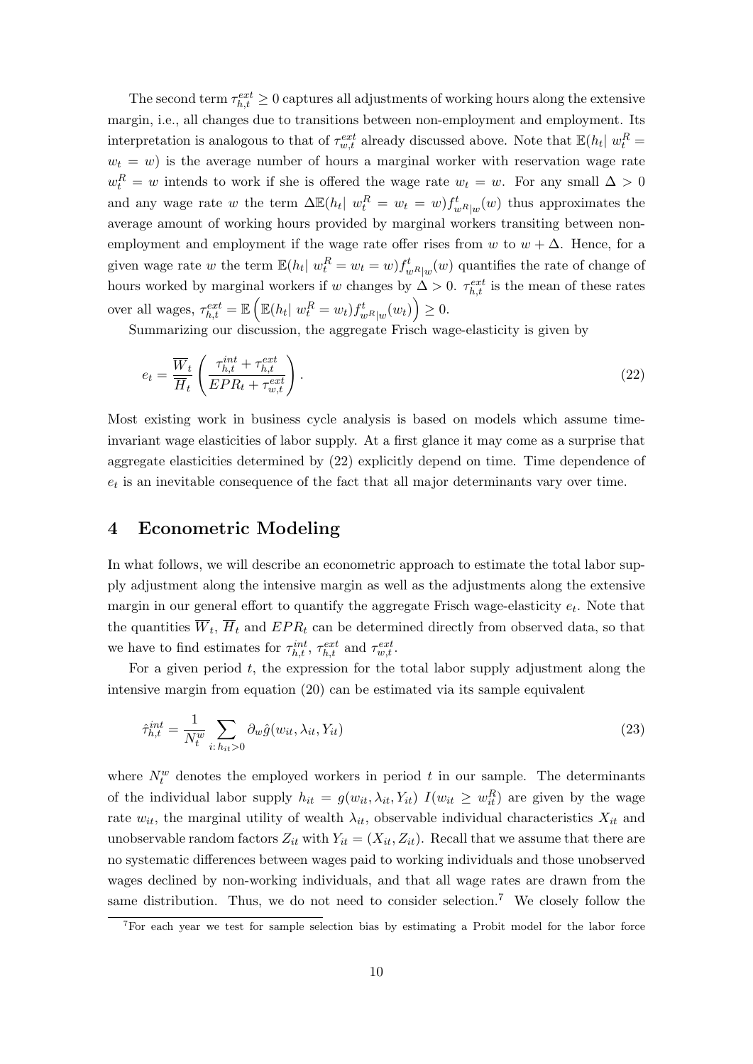The second term $\tau_{h,t}^{ext} \geq 0$ captures all adjustments of working hours along the extensive margin, i.e., all changes due to transitions between non-employment and employment. Its interpretation is analogous to that of $\tau_{w,t}^{ext}$ already discussed above. Note that $\mathbb{E}(h_t|\ w_t^R = w_t = w)$ is the average number of hours a marginal worker with reservation wage rate $w_t^R = w$ intends to work if she is offered the wage rate $w_t = w$. For any small $\Delta > 0$ and any wage rate $w$ the term $\Delta \mathbb{E}(h_t|\ w_t^R = w_t = w) f_{w^R|w}^t(w)$ thus approximates the average amount of working hours provided by marginal workers transiting between non-employment and employment if the wage rate offer rises from $w$ to $w + \Delta$. Hence, for a given wage rate $w$ the term $\mathbb{E}(h_t|\ w_t^R = w_t = w) f_{w^R|w}^t(w)$ quantifies the rate of change of hours worked by marginal workers if $w$ changes by $\Delta > 0$. $\tau_{h,t}^{ext}$ is the mean of these rates over all wages, $\tau_{h,t}^{ext} = \mathbb{E}\left(\mathbb{E}(h_t|\ w_t^R = w_t) f_{w^R|w}^t(w_t)\right) \geq 0$.

Summarizing our discussion, the aggregate Frisch wage-elasticity is given by

$$e_t = \frac{\overline{W}_t}{\overline{H}_t} \left( \frac{\tau_{h,t}^{int} + \tau_{h,t}^{ext}}{EPR_t + \tau_{w,t}^{ext}} \right). \tag{22}$$

Most existing work in business cycle analysis is based on models which assume time-invariant wage elasticities of labor supply. At a first glance it may come as a surprise that aggregate elasticities determined by (22) explicitly depend on time. Time dependence of $e_t$ is an inevitable consequence of the fact that all major determinants vary over time.

# 4 Econometric Modeling

In what follows, we will describe an econometric approach to estimate the total labor supply adjustment along the intensive margin as well as the adjustments along the extensive margin in our general effort to quantify the aggregate Frisch wage-elasticity $e_t$. Note that the quantities $\overline{W}_t$, $\overline{H}_t$ and $EPR_t$ can be determined directly from observed data, so that we have to find estimates for $\tau_{h,t}^{int}$, $\tau_{h,t}^{ext}$ and $\tau_{w,t}^{ext}$.

For a given period $t$, the expression for the total labor supply adjustment along the intensive margin from equation (20) can be estimated via its sample equivalent

$$\hat{\tau}_{h,t}^{int} = \frac{1}{N_t^w} \sum_{i:\, h_{it} > 0} \partial_w \hat{g}(w_{it}, \lambda_{it}, Y_{it}) \tag{23}$$

where $N_t^w$ denotes the employed workers in period $t$ in our sample. The determinants of the individual labor supply $h_{it} = g(w_{it}, \lambda_{it}, Y_{it})\ I(w_{it} \geq w_{it}^R)$ are given by the wage rate $w_{it}$, the marginal utility of wealth $\lambda_{it}$, observable individual characteristics $X_{it}$ and unobservable random factors $Z_{it}$ with $Y_{it} = (X_{it}, Z_{it})$. Recall that we assume that there are no systematic differences between wages paid to working individuals and those unobserved wages declined by non-working individuals, and that all wage rates are drawn from the same distribution. Thus, we do not need to consider selection.[7] We closely follow the

[7] For each year we test for sample selection bias by estimating a Probit model for the labor force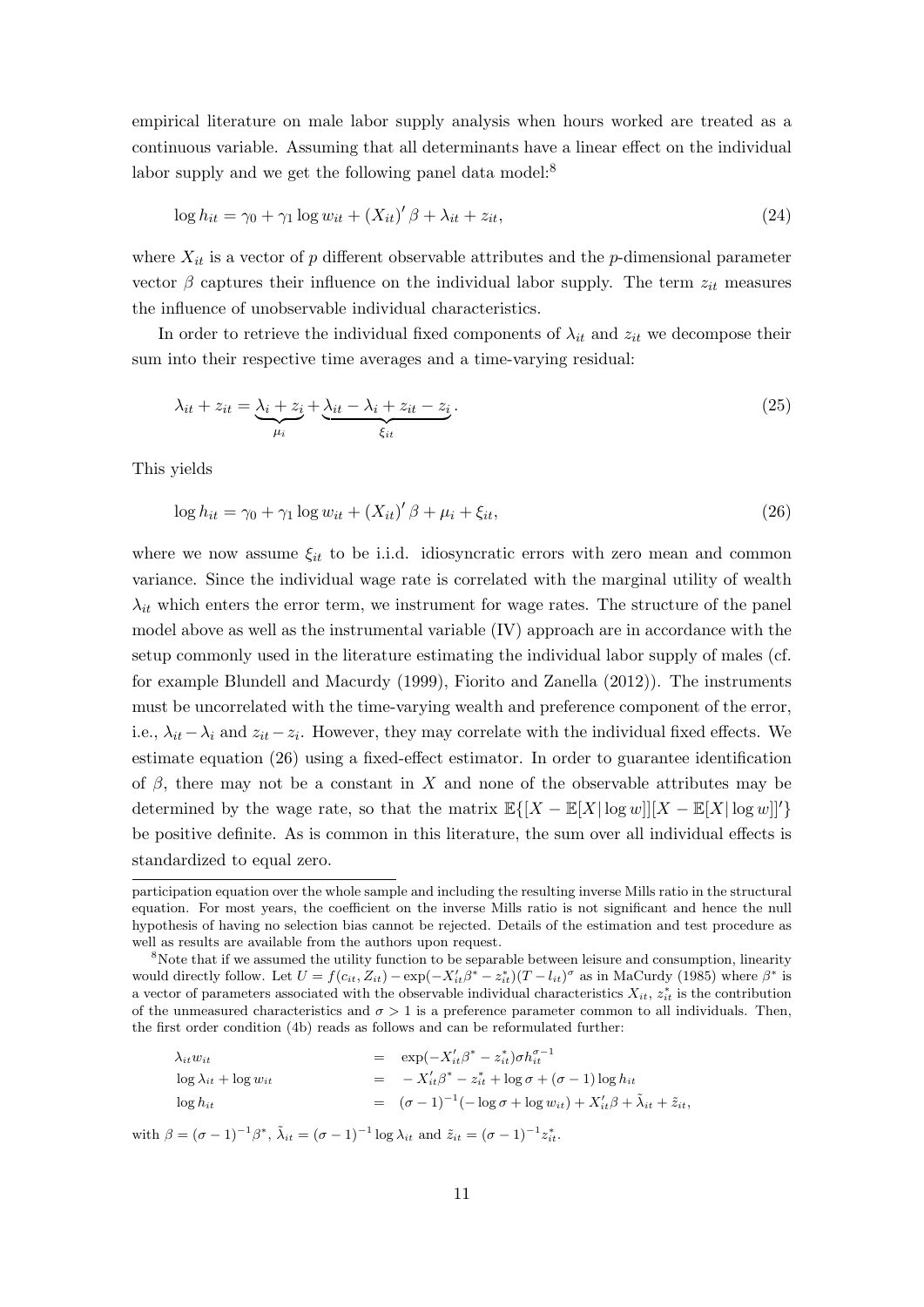empirical literature on male labor supply analysis when hours worked are treated as a continuous variable. Assuming that all determinants have a linear effect on the individual labor supply and we get the following panel data model:[8]

$$\log h_{it} = \gamma_0 + \gamma_1 \log w_{it} + (X_{it})' \beta + \lambda_{it} + z_{it}, \tag{24}$$

where $X_{it}$ is a vector of $p$ different observable attributes and the $p$-dimensional parameter vector $\beta$ captures their influence on the individual labor supply. The term $z_{it}$ measures the influence of unobservable individual characteristics.

In order to retrieve the individual fixed components of $\lambda_{it}$ and $z_{it}$ we decompose their sum into their respective time averages and a time-varying residual:

$$\lambda_{it} + z_{it} = \underbrace{\lambda_i + z_i}_{\mu_i} + \underbrace{\lambda_{it} - \lambda_i + z_{it} - z_i}_{\xi_{it}}. \tag{25}$$

This yields

$$\log h_{it} = \gamma_0 + \gamma_1 \log w_{it} + (X_{it})' \beta + \mu_i + \xi_{it}, \tag{26}$$

where we now assume $\xi_{it}$ to be i.i.d. idiosyncratic errors with zero mean and common variance. Since the individual wage rate is correlated with the marginal utility of wealth $\lambda_{it}$ which enters the error term, we instrument for wage rates. The structure of the panel model above as well as the instrumental variable (IV) approach are in accordance with the setup commonly used in the literature estimating the individual labor supply of males (cf. for example Blundell and Macurdy (1999), Fiorito and Zanella (2012)). The instruments must be uncorrelated with the time-varying wealth and preference component of the error, i.e., $\lambda_{it} - \lambda_i$ and $z_{it} - z_i$. However, they may correlate with the individual fixed effects. We estimate equation (26) using a fixed-effect estimator. In order to guarantee identification of $\beta$, there may not be a constant in $X$ and none of the observable attributes may be determined by the wage rate, so that the matrix $\mathbb{E}\{[X - \mathbb{E}[X|\log w]][X - \mathbb{E}[X|\log w]]'\}$ be positive definite. As is common in this literature, the sum over all individual effects is standardized to equal zero.

---

participation equation over the whole sample and including the resulting inverse Mills ratio in the structural equation. For most years, the coefficient on the inverse Mills ratio is not significant and hence the null hypothesis of having no selection bias cannot be rejected. Details of the estimation and test procedure as well as results are available from the authors upon request.

[8] Note that if we assumed the utility function to be separable between leisure and consumption, linearity would directly follow. Let $U = f(c_{it}, Z_{it}) - \exp(-X_{it}'\beta^* - z_{it}^*)(T - l_{it})^\sigma$ as in MaCurdy (1985) where $\beta^*$ is a vector of parameters associated with the observable individual characteristics $X_{it}$, $z_{it}^*$ is the contribution of the unmeasured characteristics and $\sigma > 1$ is a preference parameter common to all individuals. Then, the first order condition (4b) reads as follows and can be reformulated further:

$$\begin{aligned}
\lambda_{it} w_{it} &= \exp(-X_{it}'\beta^* - z_{it}^*)\sigma h_{it}^{\sigma-1} \\
\log \lambda_{it} + \log w_{it} &= -X_{it}'\beta^* - z_{it}^* + \log \sigma + (\sigma - 1)\log h_{it} \\
\log h_{it} &= (\sigma - 1)^{-1}(-\log \sigma + \log w_{it}) + X_{it}'\beta + \tilde{\lambda}_{it} + \tilde{z}_{it},
\end{aligned}$$

with $\beta = (\sigma - 1)^{-1}\beta^*$, $\tilde{\lambda}_{it} = (\sigma - 1)^{-1} \log \lambda_{it}$ and $\tilde{z}_{it} = (\sigma - 1)^{-1} z_{it}^*$.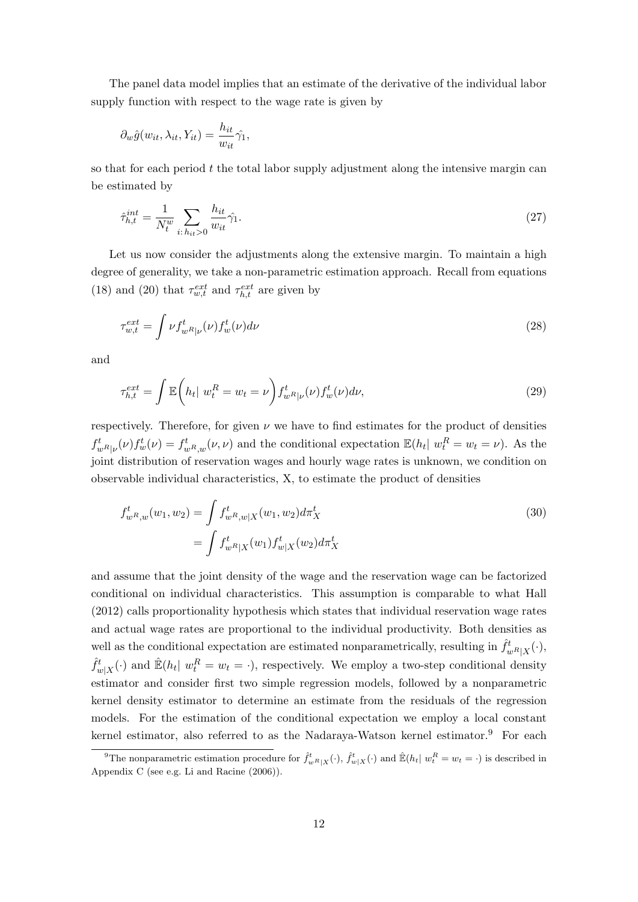The panel data model implies that an estimate of the derivative of the individual labor supply function with respect to the wage rate is given by

$$
\partial_w \hat{g}(w_{it}, \lambda_{it}, Y_{it}) = \frac{h_{it}}{w_{it}} \hat{\gamma}_1,
$$

so that for each period $t$ the total labor supply adjustment along the intensive margin can be estimated by

$$
\hat{\tau}_{h,t}^{int} = \frac{1}{N_t^w} \sum_{i:\, h_{it}>0} \frac{h_{it}}{w_{it}} \hat{\gamma}_1. \tag{27}
$$

Let us now consider the adjustments along the extensive margin. To maintain a high degree of generality, we take a non-parametric estimation approach. Recall from equations (18) and (20) that $\tau_{w,t}^{ext}$ and $\tau_{h,t}^{ext}$ are given by

$$
\tau_{w,t}^{ext} = \int \nu f_{w^R|\nu}^t(\nu) f_w^t(\nu) d\nu \tag{28}
$$

and

$$
\tau_{h,t}^{ext} = \int \mathbb{E}\bigg(h_t|\ w_t^R = w_t = \nu\bigg) f_{w^R|\nu}^t(\nu) f_w^t(\nu) d\nu, \tag{29}
$$

respectively. Therefore, for given $\nu$ we have to find estimates for the product of densities $f_{w^R|\nu}^t(\nu) f_w^t(\nu) = f_{w^R,w}^t(\nu, \nu)$ and the conditional expectation $\mathbb{E}(h_t|\ w_t^R = w_t = \nu)$. As the joint distribution of reservation wages and hourly wage rates is unknown, we condition on observable individual characteristics, X, to estimate the product of densities

$$
\begin{aligned}
f_{w^R,w}^t(w_1, w_2) &= \int f_{w^R,w|X}^t(w_1, w_2) d\pi_X^t \\
&= \int f_{w^R|X}^t(w_1) f_{w|X}^t(w_2) d\pi_X^t
\end{aligned} \tag{30}
$$

and assume that the joint density of the wage and the reservation wage can be factorized conditional on individual characteristics. This assumption is comparable to what Hall (2012) calls proportionality hypothesis which states that individual reservation wage rates and actual wage rates are proportional to the individual productivity. Both densities as well as the conditional expectation are estimated nonparametrically, resulting in $\hat{f}_{w^R|X}^t(\cdot)$, $\hat{f}_{w|X}^t(\cdot)$ and $\hat{\mathbb{E}}(h_t|\ w_t^R = w_t = \cdot)$, respectively. We employ a two-step conditional density estimator and consider first two simple regression models, followed by a nonparametric kernel density estimator to determine an estimate from the residuals of the regression models. For the estimation of the conditional expectation we employ a local constant kernel estimator, also referred to as the Nadaraya-Watson kernel estimator.[9] For each

[9] The nonparametric estimation procedure for $\hat{f}_{w^R|X}^t(\cdot)$, $\hat{f}_{w|X}^t(\cdot)$ and $\hat{\mathbb{E}}(h_t|\ w_t^R = w_t = \cdot)$ is described in Appendix C (see e.g. Li and Racine (2006)).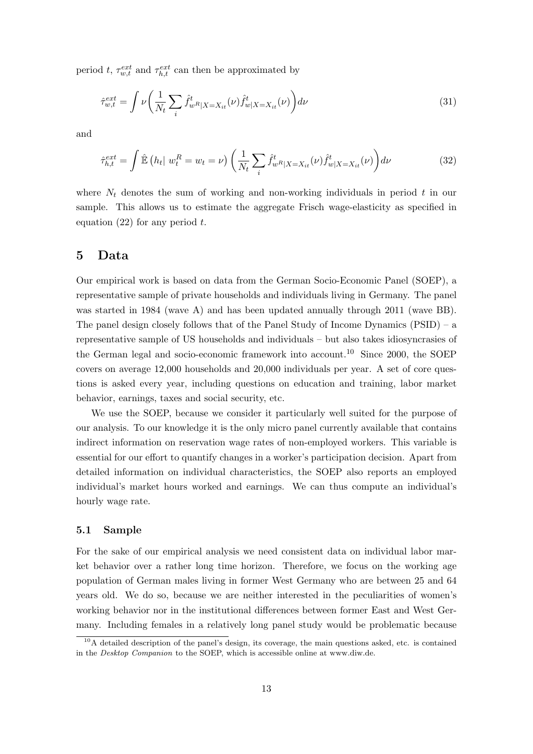period $t$, $\tau^{ext}_{w,t}$ and $\tau^{ext}_{h,t}$ can then be approximated by

$$\hat{\tau}^{ext}_{w,t} = \int \nu \bigg( \frac{1}{N_t} \sum_i \hat{f}^t_{w^R|X=X_{it}}(\nu) \hat{f}^t_{w|X=X_{it}}(\nu) \bigg) d\nu \tag{31}$$

and

$$\hat{\tau}^{ext}_{h,t} = \int \hat{\mathbb{E}} \left( h_t | \; w^R_t = w_t = \nu \right) \left( \frac{1}{N_t} \sum_i \hat{f}^t_{w^R|X=X_{it}}(\nu) \hat{f}^t_{w|X=X_{it}}(\nu) \right) d\nu \tag{32}$$

where $N_t$ denotes the sum of working and non-working individuals in period $t$ in our sample. This allows us to estimate the aggregate Frisch wage-elasticity as specified in equation (22) for any period $t$.

# 5 Data

Our empirical work is based on data from the German Socio-Economic Panel (SOEP), a representative sample of private households and individuals living in Germany. The panel was started in 1984 (wave A) and has been updated annually through 2011 (wave BB). The panel design closely follows that of the Panel Study of Income Dynamics (PSID) – a representative sample of US households and individuals – but also takes idiosyncrasies of the German legal and socio-economic framework into account.[10] Since 2000, the SOEP covers on average 12,000 households and 20,000 individuals per year. A set of core questions is asked every year, including questions on education and training, labor market behavior, earnings, taxes and social security, etc.

We use the SOEP, because we consider it particularly well suited for the purpose of our analysis. To our knowledge it is the only micro panel currently available that contains indirect information on reservation wage rates of non-employed workers. This variable is essential for our effort to quantify changes in a worker's participation decision. Apart from detailed information on individual characteristics, the SOEP also reports an employed individual's market hours worked and earnings. We can thus compute an individual's hourly wage rate.

## 5.1 Sample

For the sake of our empirical analysis we need consistent data on individual labor market behavior over a rather long time horizon. Therefore, we focus on the working age population of German males living in former West Germany who are between 25 and 64 years old. We do so, because we are neither interested in the peculiarities of women's working behavior nor in the institutional differences between former East and West Germany. Including females in a relatively long panel study would be problematic because

[10] A detailed description of the panel's design, its coverage, the main questions asked, etc. is contained in the *Desktop Companion* to the SOEP, which is accessible online at www.diw.de.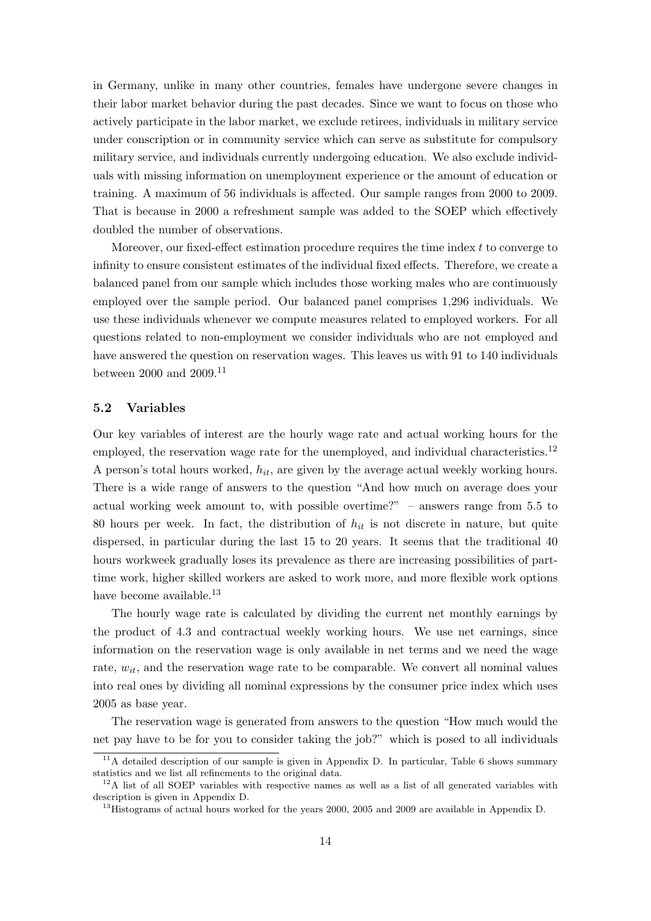in Germany, unlike in many other countries, females have undergone severe changes in their labor market behavior during the past decades. Since we want to focus on those who actively participate in the labor market, we exclude retirees, individuals in military service under conscription or in community service which can serve as substitute for compulsory military service, and individuals currently undergoing education. We also exclude individuals with missing information on unemployment experience or the amount of education or training. A maximum of 56 individuals is affected. Our sample ranges from 2000 to 2009. That is because in 2000 a refreshment sample was added to the SOEP which effectively doubled the number of observations.

Moreover, our fixed-effect estimation procedure requires the time index $t$ to converge to infinity to ensure consistent estimates of the individual fixed effects. Therefore, we create a balanced panel from our sample which includes those working males who are continuously employed over the sample period. Our balanced panel comprises 1,296 individuals. We use these individuals whenever we compute measures related to employed workers. For all questions related to non-employment we consider individuals who are not employed and have answered the question on reservation wages. This leaves us with 91 to 140 individuals between 2000 and 2009.[11]

### 5.2 Variables

Our key variables of interest are the hourly wage rate and actual working hours for the employed, the reservation wage rate for the unemployed, and individual characteristics.[12] A person's total hours worked, $h_{it}$, are given by the average actual weekly working hours. There is a wide range of answers to the question "And how much on average does your actual working week amount to, with possible overtime?" – answers range from 5.5 to 80 hours per week. In fact, the distribution of $h_{it}$ is not discrete in nature, but quite dispersed, in particular during the last 15 to 20 years. It seems that the traditional 40 hours workweek gradually loses its prevalence as there are increasing possibilities of part-time work, higher skilled workers are asked to work more, and more flexible work options have become available.[13]

The hourly wage rate is calculated by dividing the current net monthly earnings by the product of 4.3 and contractual weekly working hours. We use net earnings, since information on the reservation wage is only available in net terms and we need the wage rate, $w_{it}$, and the reservation wage rate to be comparable. We convert all nominal values into real ones by dividing all nominal expressions by the consumer price index which uses 2005 as base year.

The reservation wage is generated from answers to the question "How much would the net pay have to be for you to consider taking the job?" which is posed to all individuals

[11] A detailed description of our sample is given in Appendix D. In particular, Table 6 shows summary statistics and we list all refinements to the original data.

[12] A list of all SOEP variables with respective names as well as a list of all generated variables with description is given in Appendix D.

[13] Histograms of actual hours worked for the years 2000, 2005 and 2009 are available in Appendix D.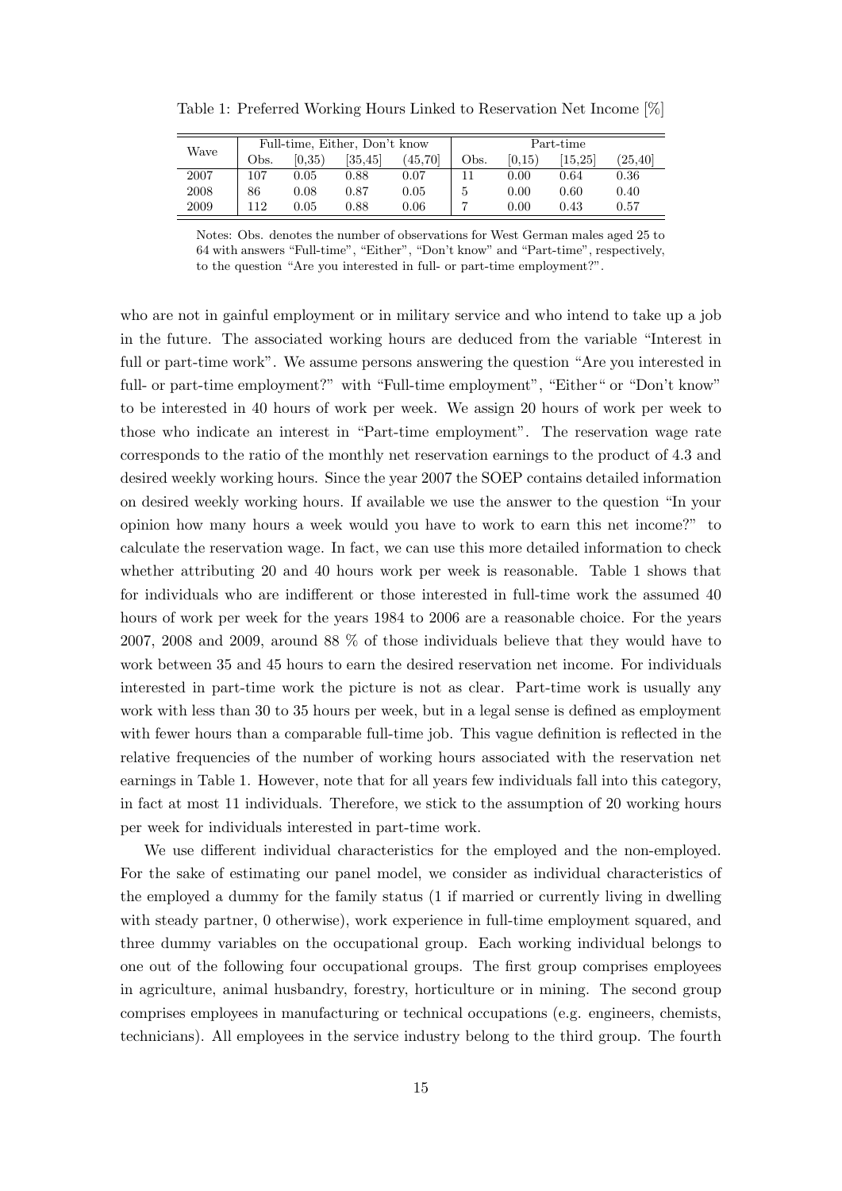Table 1: Preferred Working Hours Linked to Reservation Net Income [%]

| Wave | Full-time, Either, Don't know | | | | Part-time | | | |
|---|---|---|---|---|---|---|---|---|
| | Obs. | [0,35) | [35,45] | (45,70] | Obs. | [0,15) | [15,25] | (25,40] |
| 2007 | 107 | 0.05 | 0.88 | 0.07 | 11 | 0.00 | 0.64 | 0.36 |
| 2008 | 86 | 0.08 | 0.87 | 0.05 | 5 | 0.00 | 0.60 | 0.40 |
| 2009 | 112 | 0.05 | 0.88 | 0.06 | 7 | 0.00 | 0.43 | 0.57 |

Notes: Obs. denotes the number of observations for West German males aged 25 to 64 with answers "Full-time", "Either", "Don't know" and "Part-time", respectively, to the question "Are you interested in full- or part-time employment?".

who are not in gainful employment or in military service and who intend to take up a job in the future. The associated working hours are deduced from the variable "Interest in full or part-time work". We assume persons answering the question "Are you interested in full- or part-time employment?" with "Full-time employment", "Either" or "Don't know" to be interested in 40 hours of work per week. We assign 20 hours of work per week to those who indicate an interest in "Part-time employment". The reservation wage rate corresponds to the ratio of the monthly net reservation earnings to the product of 4.3 and desired weekly working hours. Since the year 2007 the SOEP contains detailed information on desired weekly working hours. If available we use the answer to the question "In your opinion how many hours a week would you have to work to earn this net income?" to calculate the reservation wage. In fact, we can use this more detailed information to check whether attributing 20 and 40 hours work per week is reasonable. Table 1 shows that for individuals who are indifferent or those interested in full-time work the assumed 40 hours of work per week for the years 1984 to 2006 are a reasonable choice. For the years 2007, 2008 and 2009, around 88 % of those individuals believe that they would have to work between 35 and 45 hours to earn the desired reservation net income. For individuals interested in part-time work the picture is not as clear. Part-time work is usually any work with less than 30 to 35 hours per week, but in a legal sense is defined as employment with fewer hours than a comparable full-time job. This vague definition is reflected in the relative frequencies of the number of working hours associated with the reservation net earnings in Table 1. However, note that for all years few individuals fall into this category, in fact at most 11 individuals. Therefore, we stick to the assumption of 20 working hours per week for individuals interested in part-time work.

We use different individual characteristics for the employed and the non-employed. For the sake of estimating our panel model, we consider as individual characteristics of the employed a dummy for the family status (1 if married or currently living in dwelling with steady partner, 0 otherwise), work experience in full-time employment squared, and three dummy variables on the occupational group. Each working individual belongs to one out of the following four occupational groups. The first group comprises employees in agriculture, animal husbandry, forestry, horticulture or in mining. The second group comprises employees in manufacturing or technical occupations (e.g. engineers, chemists, technicians). All employees in the service industry belong to the third group. The fourth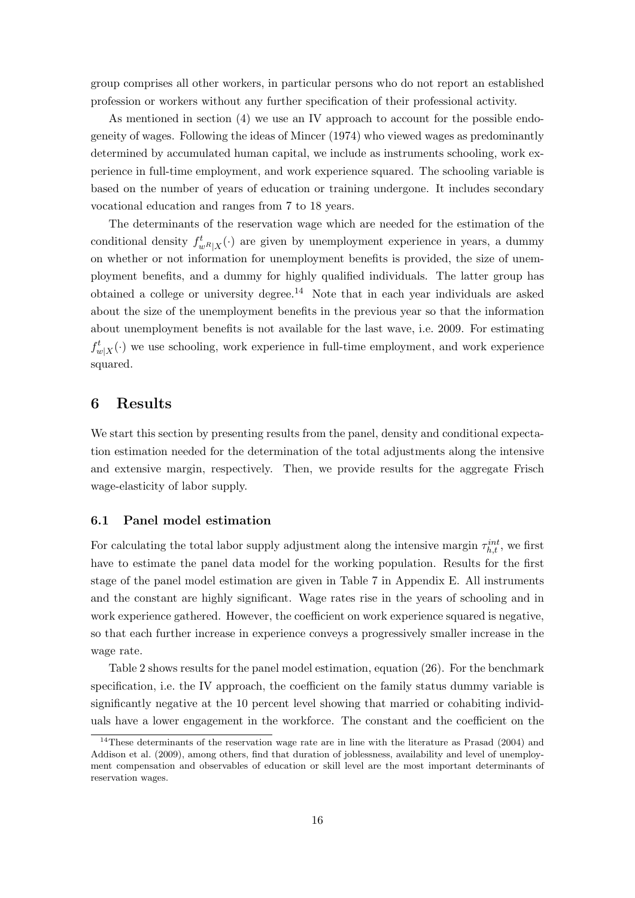group comprises all other workers, in particular persons who do not report an established profession or workers without any further specification of their professional activity.

As mentioned in section (4) we use an IV approach to account for the possible endogeneity of wages. Following the ideas of Mincer (1974) who viewed wages as predominantly determined by accumulated human capital, we include as instruments schooling, work experience in full-time employment, and work experience squared. The schooling variable is based on the number of years of education or training undergone. It includes secondary vocational education and ranges from 7 to 18 years.

The determinants of the reservation wage which are needed for the estimation of the conditional density $f^t_{w^R|X}(\cdot)$ are given by unemployment experience in years, a dummy on whether or not information for unemployment benefits is provided, the size of unemployment benefits, and a dummy for highly qualified individuals. The latter group has obtained a college or university degree.[14] Note that in each year individuals are asked about the size of the unemployment benefits in the previous year so that the information about unemployment benefits is not available for the last wave, i.e. 2009. For estimating $f^t_{w|X}(\cdot)$ we use schooling, work experience in full-time employment, and work experience squared.

## 6 Results

We start this section by presenting results from the panel, density and conditional expectation estimation needed for the determination of the total adjustments along the intensive and extensive margin, respectively. Then, we provide results for the aggregate Frisch wage-elasticity of labor supply.

### 6.1 Panel model estimation

For calculating the total labor supply adjustment along the intensive margin $\tau^{int}_{h,t}$, we first have to estimate the panel data model for the working population. Results for the first stage of the panel model estimation are given in Table 7 in Appendix E. All instruments and the constant are highly significant. Wage rates rise in the years of schooling and in work experience gathered. However, the coefficient on work experience squared is negative, so that each further increase in experience conveys a progressively smaller increase in the wage rate.

Table 2 shows results for the panel model estimation, equation (26). For the benchmark specification, i.e. the IV approach, the coefficient on the family status dummy variable is significantly negative at the 10 percent level showing that married or cohabiting individuals have a lower engagement in the workforce. The constant and the coefficient on the

[14] These determinants of the reservation wage rate are in line with the literature as Prasad (2004) and Addison et al. (2009), among others, find that duration of joblessness, availability and level of unemployment compensation and observables of education or skill level are the most important determinants of reservation wages.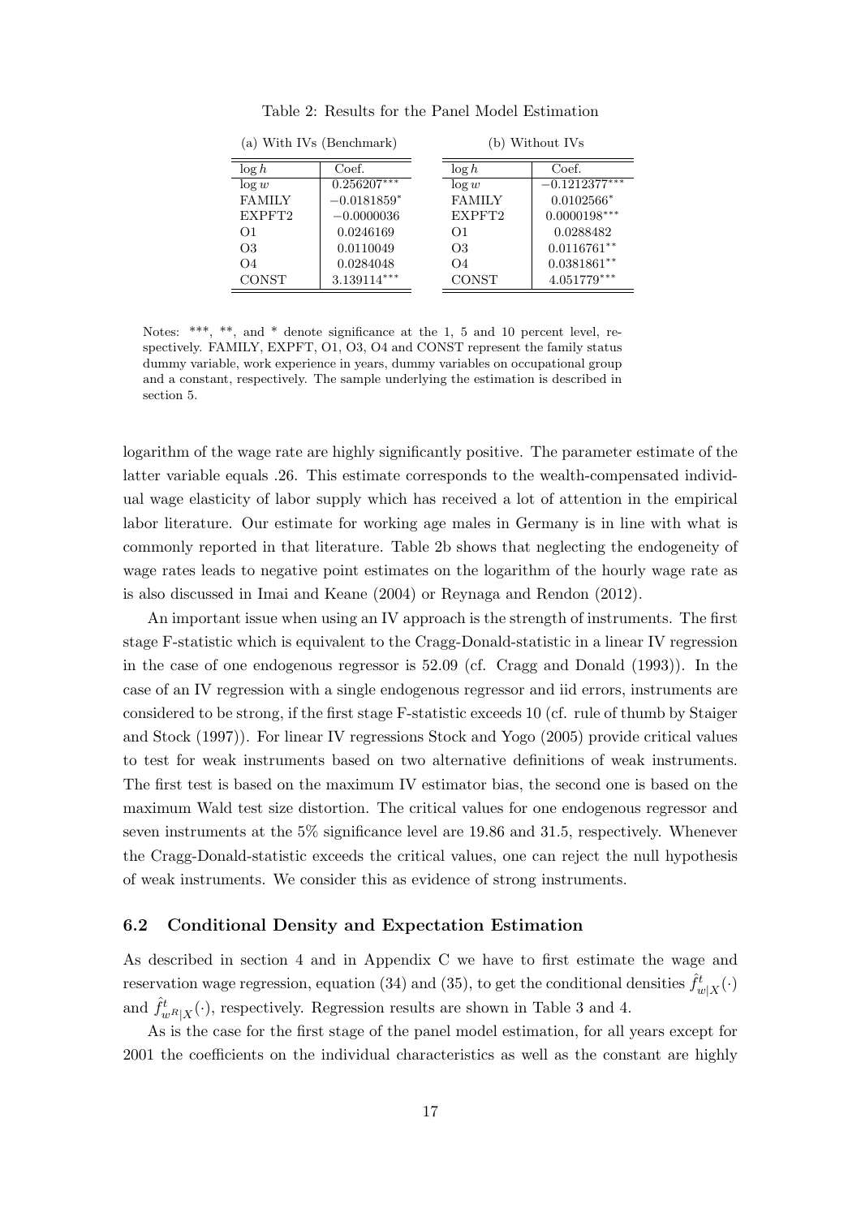Table 2: Results for the Panel Model Estimation

(a) With IVs (Benchmark)

| $\log h$ | Coef. |
|---|---|
| $\log w$ | $0.256207^{***}$ |
| FAMILY | $-0.0181859^{*}$ |
| EXPFT2 | $-0.0000036$ |
| O1 | 0.0246169 |
| O3 | 0.0110049 |
| O4 | 0.0284048 |
| CONST | $3.139114^{***}$ |

(b) Without IVs

| $\log h$ | Coef. |
|---|---|
| $\log w$ | $-0.1212377^{***}$ |
| FAMILY | $0.0102566^{*}$ |
| EXPFT2 | $0.0000198^{***}$ |
| O1 | 0.0288482 |
| O3 | $0.0116761^{**}$ |
| O4 | $0.0381861^{**}$ |
| CONST | $4.051779^{***}$ |

Notes: ***, **, and * denote significance at the 1, 5 and 10 percent level, respectively. FAMILY, EXPFT, O1, O3, O4 and CONST represent the family status dummy variable, work experience in years, dummy variables on occupational group and a constant, respectively. The sample underlying the estimation is described in section 5.

logarithm of the wage rate are highly significantly positive. The parameter estimate of the latter variable equals .26. This estimate corresponds to the wealth-compensated individual wage elasticity of labor supply which has received a lot of attention in the empirical labor literature. Our estimate for working age males in Germany is in line with what is commonly reported in that literature. Table 2b shows that neglecting the endogeneity of wage rates leads to negative point estimates on the logarithm of the hourly wage rate as is also discussed in Imai and Keane (2004) or Reynaga and Rendon (2012).

An important issue when using an IV approach is the strength of instruments. The first stage F-statistic which is equivalent to the Cragg-Donald-statistic in a linear IV regression in the case of one endogenous regressor is 52.09 (cf. Cragg and Donald (1993)). In the case of an IV regression with a single endogenous regressor and iid errors, instruments are considered to be strong, if the first stage F-statistic exceeds 10 (cf. rule of thumb by Staiger and Stock (1997)). For linear IV regressions Stock and Yogo (2005) provide critical values to test for weak instruments based on two alternative definitions of weak instruments. The first test is based on the maximum IV estimator bias, the second one is based on the maximum Wald test size distortion. The critical values for one endogenous regressor and seven instruments at the 5% significance level are 19.86 and 31.5, respectively. Whenever the Cragg-Donald-statistic exceeds the critical values, one can reject the null hypothesis of weak instruments. We consider this as evidence of strong instruments.

### 6.2 Conditional Density and Expectation Estimation

As described in section 4 and in Appendix C we have to first estimate the wage and reservation wage regression, equation (34) and (35), to get the conditional densities $\hat{f}^t_{w|X}(\cdot)$ and $\hat{f}^t_{w^R|X}(\cdot)$, respectively. Regression results are shown in Table 3 and 4.

As is the case for the first stage of the panel model estimation, for all years except for 2001 the coefficients on the individual characteristics as well as the constant are highly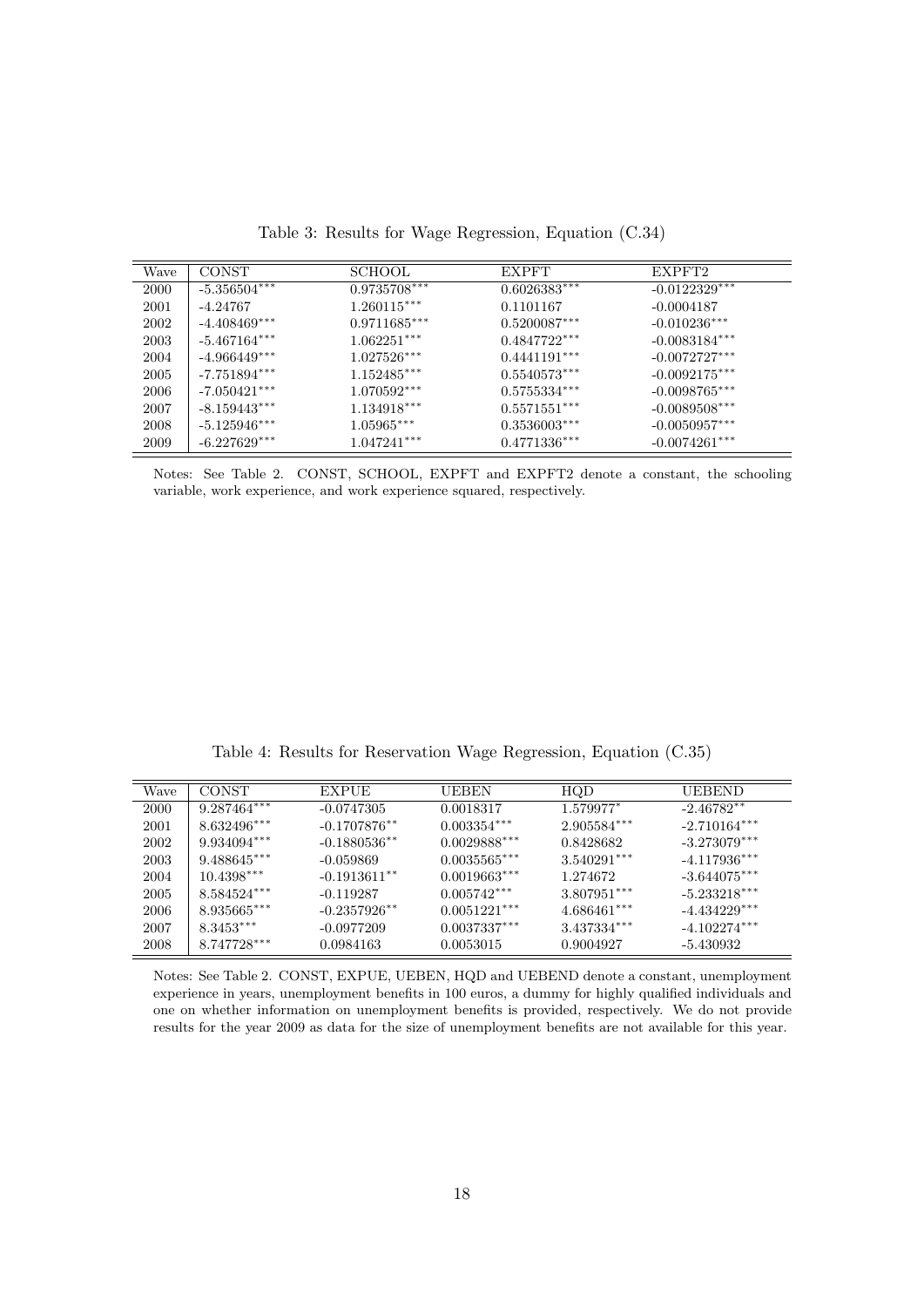Table 3: Results for Wage Regression, Equation (C.34)

| Wave | CONST | SCHOOL | EXPFT | EXPFT2 |
|---|---|---|---|---|
| 2000 | -5.356504*** | 0.9735708*** | 0.6026383*** | -0.0122329*** |
| 2001 | -4.24767 | 1.260115*** | 0.1101167 | -0.0004187 |
| 2002 | -4.408469*** | 0.9711685*** | 0.5200087*** | -0.010236*** |
| 2003 | -5.467164*** | 1.062251*** | 0.4847722*** | -0.0083184*** |
| 2004 | -4.966449*** | 1.027526*** | 0.4441191*** | -0.0072727*** |
| 2005 | -7.751894*** | 1.152485*** | 0.5540573*** | -0.0092175*** |
| 2006 | -7.050421*** | 1.070592*** | 0.5755334*** | -0.0098765*** |
| 2007 | -8.159443*** | 1.134918*** | 0.5571551*** | -0.0089508*** |
| 2008 | -5.125946*** | 1.05965*** | 0.3536003*** | -0.0050957*** |
| 2009 | -6.227629*** | 1.047241*** | 0.4771336*** | -0.0074261*** |

Notes: See Table 2. CONST, SCHOOL, EXPFT and EXPFT2 denote a constant, the schooling variable, work experience, and work experience squared, respectively.

Table 4: Results for Reservation Wage Regression, Equation (C.35)

| Wave | CONST | EXPUE | UEBEN | HQD | UEBEND |
|---|---|---|---|---|---|
| 2000 | 9.287464*** | -0.0747305 | 0.0018317 | 1.579977* | -2.46782** |
| 2001 | 8.632496*** | -0.1707876** | 0.003354*** | 2.905584*** | -2.710164*** |
| 2002 | 9.934094*** | -0.1880536** | 0.0029888*** | 0.8428682 | -3.273079*** |
| 2003 | 9.488645*** | -0.059869 | 0.0035565*** | 3.540291*** | -4.117936*** |
| 2004 | 10.4398*** | -0.1913611** | 0.0019663*** | 1.274672 | -3.644075*** |
| 2005 | 8.584524*** | -0.119287 | 0.005742*** | 3.807951*** | -5.233218*** |
| 2006 | 8.935665*** | -0.2357926** | 0.0051221*** | 4.686461*** | -4.434229*** |
| 2007 | 8.3453*** | -0.0977209 | 0.0037337*** | 3.437334*** | -4.102274*** |
| 2008 | 8.747728*** | 0.0984163 | 0.0053015 | 0.9004927 | -5.430932 |

Notes: See Table 2. CONST, EXPUE, UEBEN, HQD and UEBEND denote a constant, unemployment experience in years, unemployment benefits in 100 euros, a dummy for highly qualified individuals and one on whether information on unemployment benefits is provided, respectively. We do not provide results for the year 2009 as data for the size of unemployment benefits are not available for this year.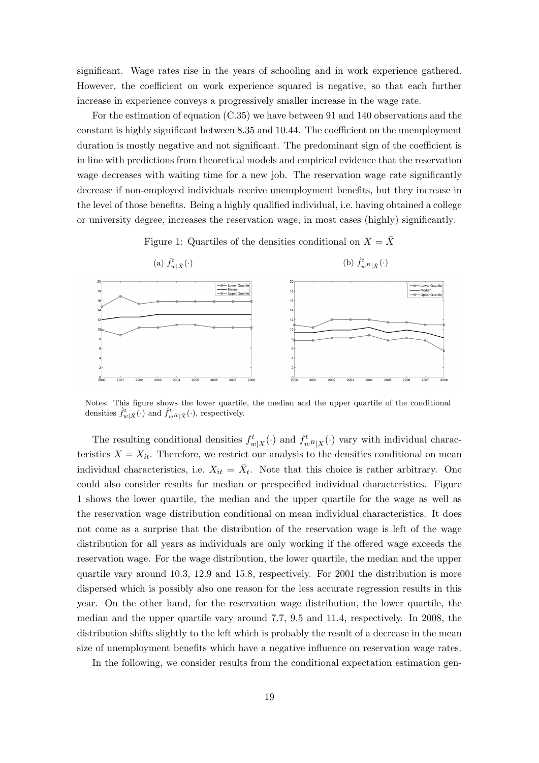significant. Wage rates rise in the years of schooling and in work experience gathered. However, the coefficient on work experience squared is negative, so that each further increase in experience conveys a progressively smaller increase in the wage rate.

For the estimation of equation (C.35) we have between 91 and 140 observations and the constant is highly significant between 8.35 and 10.44. The coefficient on the unemployment duration is mostly negative and not significant. The predominant sign of the coefficient is in line with predictions from theoretical models and empirical evidence that the reservation wage decreases with waiting time for a new job. The reservation wage rate significantly decrease if non-employed individuals receive unemployment benefits, but they increase in the level of those benefits. Being a highly qualified individual, i.e. having obtained a college or university degree, increases the reservation wage, in most cases (highly) significantly.

Figure 1: Quartiles of the densities conditional on $X = \bar{X}$

(a) $\hat{f}^t_{w|\bar{X}}(\cdot)$

(b) $\hat{f}^t_{w^R|\bar{X}}(\cdot)$

Notes: This figure shows the lower quartile, the median and the upper quartile of the conditional densities $\hat{f}^t_{w|\bar{X}}(\cdot)$ and $\hat{f}^t_{w^R|\bar{X}}(\cdot)$, respectively.

The resulting conditional densities $f^t_{w|X}(\cdot)$ and $f^t_{w^R|X}(\cdot)$ vary with individual characteristics $X = X_{it}$. Therefore, we restrict our analysis to the densities conditional on mean individual characteristics, i.e. $X_{it} = \bar{X}_t$. Note that this choice is rather arbitrary. One could also consider results for median or prespecified individual characteristics. Figure 1 shows the lower quartile, the median and the upper quartile for the wage as well as the reservation wage distribution conditional on mean individual characteristics. It does not come as a surprise that the distribution of the reservation wage is left of the wage distribution for all years as individuals are only working if the offered wage exceeds the reservation wage. For the wage distribution, the lower quartile, the median and the upper quartile vary around 10.3, 12.9 and 15.8, respectively. For 2001 the distribution is more dispersed which is possibly also one reason for the less accurate regression results in this year. On the other hand, for the reservation wage distribution, the lower quartile, the median and the upper quartile vary around 7.7, 9.5 and 11.4, respectively. In 2008, the distribution shifts slightly to the left which is probably the result of a decrease in the mean size of unemployment benefits which have a negative influence on reservation wage rates.

In the following, we consider results from the conditional expectation estimation gen-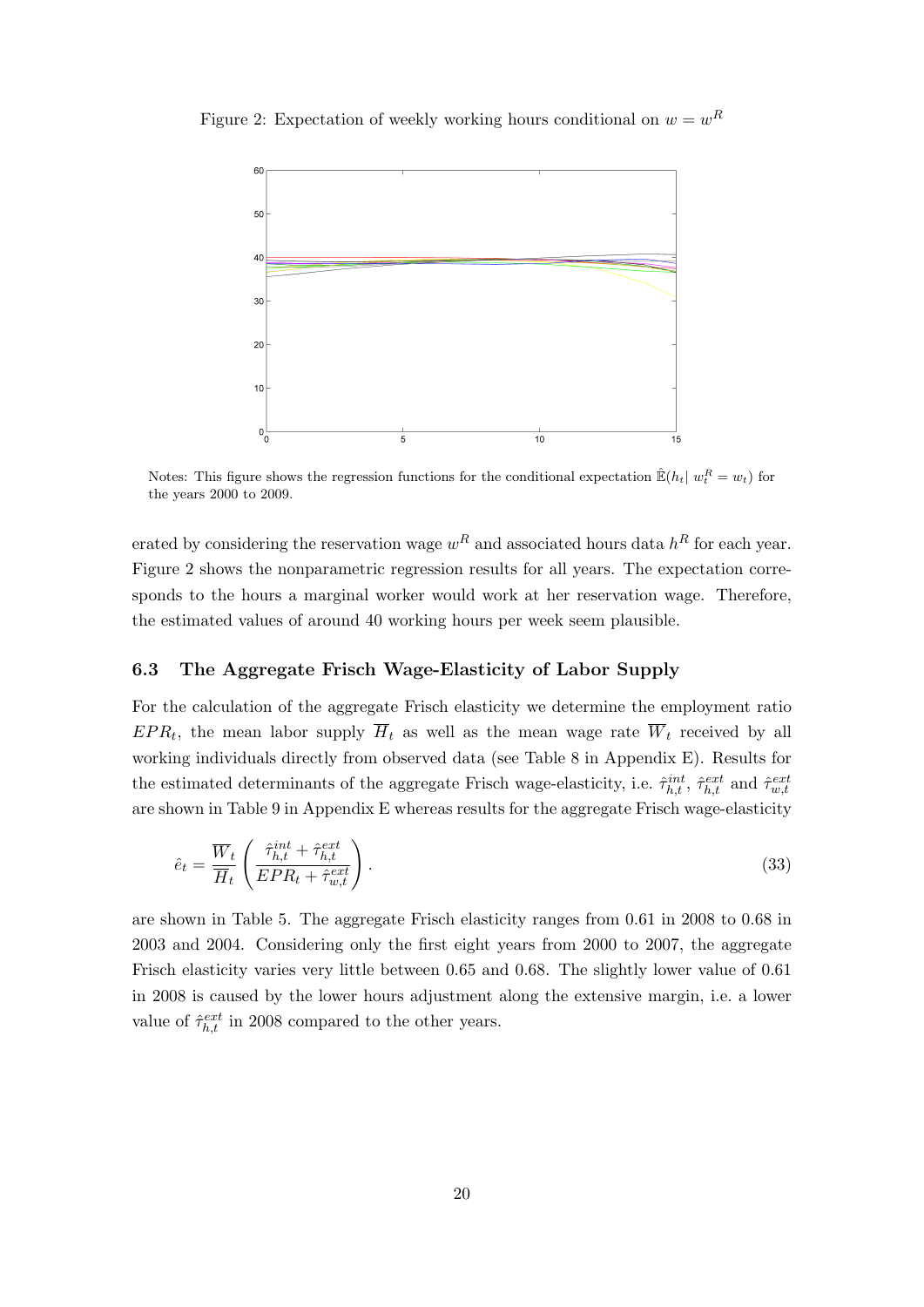Figure 2: Expectation of weekly working hours conditional on $w = w^R$

Notes: This figure shows the regression functions for the conditional expectation $\hat{\mathbb{E}}(h_t | w_t^R = w_t)$ for the years 2000 to 2009.

erated by considering the reservation wage $w^R$ and associated hours data $h^R$ for each year. Figure 2 shows the nonparametric regression results for all years. The expectation corresponds to the hours a marginal worker would work at her reservation wage. Therefore, the estimated values of around 40 working hours per week seem plausible.

### 6.3 The Aggregate Frisch Wage-Elasticity of Labor Supply

For the calculation of the aggregate Frisch elasticity we determine the employment ratio $EPR_t$, the mean labor supply $\overline{H}_t$ as well as the mean wage rate $\overline{W}_t$ received by all working individuals directly from observed data (see Table 8 in Appendix E). Results for the estimated determinants of the aggregate Frisch wage-elasticity, i.e. $\hat{\tau}_{h,t}^{int}$, $\hat{\tau}_{h,t}^{ext}$ and $\hat{\tau}_{w,t}^{ext}$ are shown in Table 9 in Appendix E whereas results for the aggregate Frisch wage-elasticity

$$\hat{e}_t = \frac{\overline{W}_t}{\overline{H}_t} \left( \frac{\hat{\tau}_{h,t}^{int} + \hat{\tau}_{h,t}^{ext}}{EPR_t + \hat{\tau}_{w,t}^{ext}} \right). \tag{33}$$

are shown in Table 5. The aggregate Frisch elasticity ranges from 0.61 in 2008 to 0.68 in 2003 and 2004. Considering only the first eight years from 2000 to 2007, the aggregate Frisch elasticity varies very little between 0.65 and 0.68. The slightly lower value of 0.61 in 2008 is caused by the lower hours adjustment along the extensive margin, i.e. a lower value of $\hat{\tau}_{h,t}^{ext}$ in 2008 compared to the other years.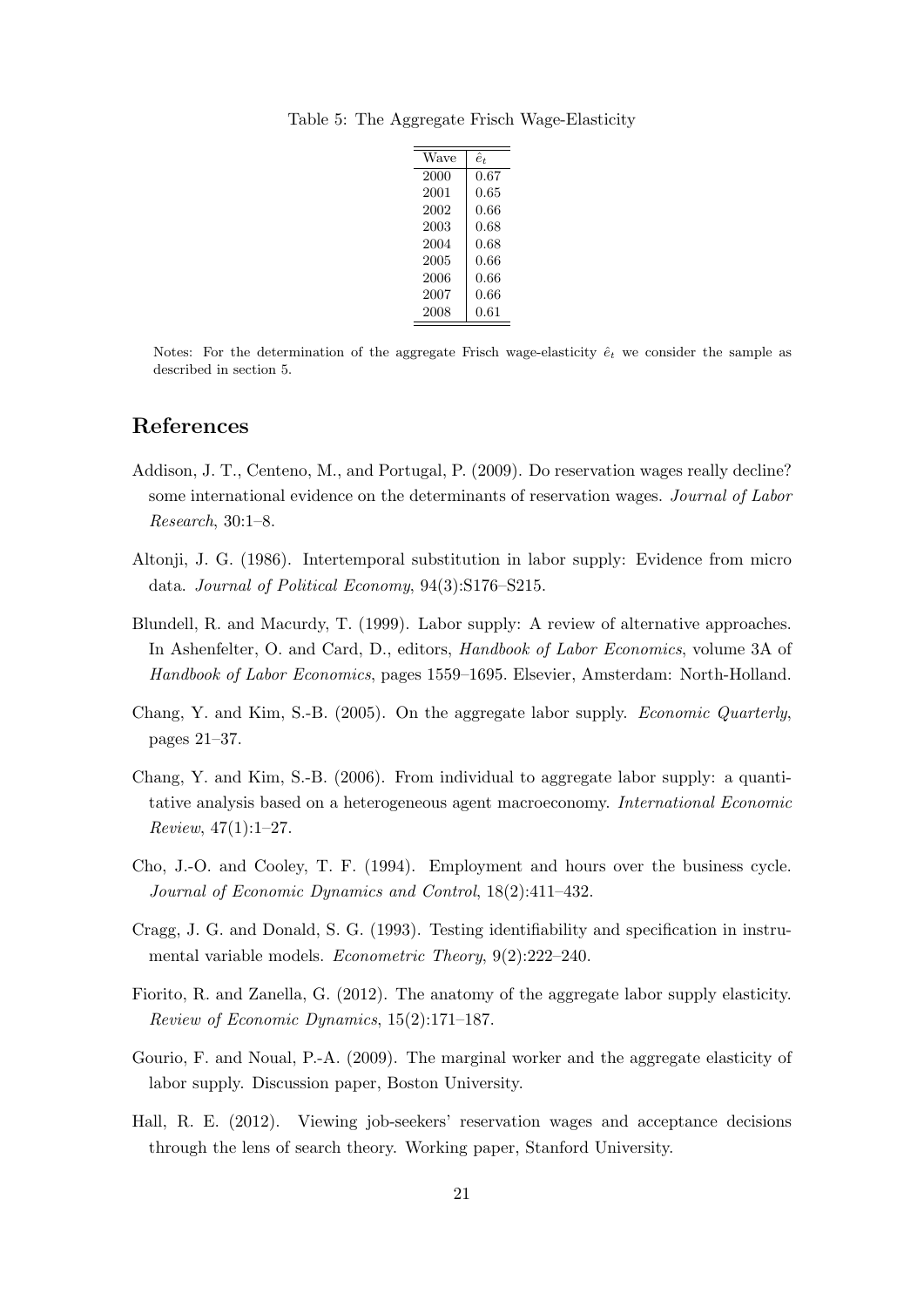Table 5: The Aggregate Frisch Wage-Elasticity

| Wave | $\hat{e}_t$ |
|---|---|
| 2000 | 0.67 |
| 2001 | 0.65 |
| 2002 | 0.66 |
| 2003 | 0.68 |
| 2004 | 0.68 |
| 2005 | 0.66 |
| 2006 | 0.66 |
| 2007 | 0.66 |
| 2008 | 0.61 |

Notes: For the determination of the aggregate Frisch wage-elasticity $\hat{e}_t$ we consider the sample as described in section 5.

## References

Addison, J. T., Centeno, M., and Portugal, P. (2009). Do reservation wages really decline? some international evidence on the determinants of reservation wages. *Journal of Labor Research*, 30:1–8.

Altonji, J. G. (1986). Intertemporal substitution in labor supply: Evidence from micro data. *Journal of Political Economy*, 94(3):S176–S215.

Blundell, R. and Macurdy, T. (1999). Labor supply: A review of alternative approaches. In Ashenfelter, O. and Card, D., editors, *Handbook of Labor Economics*, volume 3A of *Handbook of Labor Economics*, pages 1559–1695. Elsevier, Amsterdam: North-Holland.

Chang, Y. and Kim, S.-B. (2005). On the aggregate labor supply. *Economic Quarterly*, pages 21–37.

Chang, Y. and Kim, S.-B. (2006). From individual to aggregate labor supply: a quantitative analysis based on a heterogeneous agent macroeconomy. *International Economic Review*, 47(1):1–27.

Cho, J.-O. and Cooley, T. F. (1994). Employment and hours over the business cycle. *Journal of Economic Dynamics and Control*, 18(2):411–432.

Cragg, J. G. and Donald, S. G. (1993). Testing identifiability and specification in instrumental variable models. *Econometric Theory*, 9(2):222–240.

Fiorito, R. and Zanella, G. (2012). The anatomy of the aggregate labor supply elasticity. *Review of Economic Dynamics*, 15(2):171–187.

Gourio, F. and Noual, P.-A. (2009). The marginal worker and the aggregate elasticity of labor supply. Discussion paper, Boston University.

Hall, R. E. (2012). Viewing job-seekers' reservation wages and acceptance decisions through the lens of search theory. Working paper, Stanford University.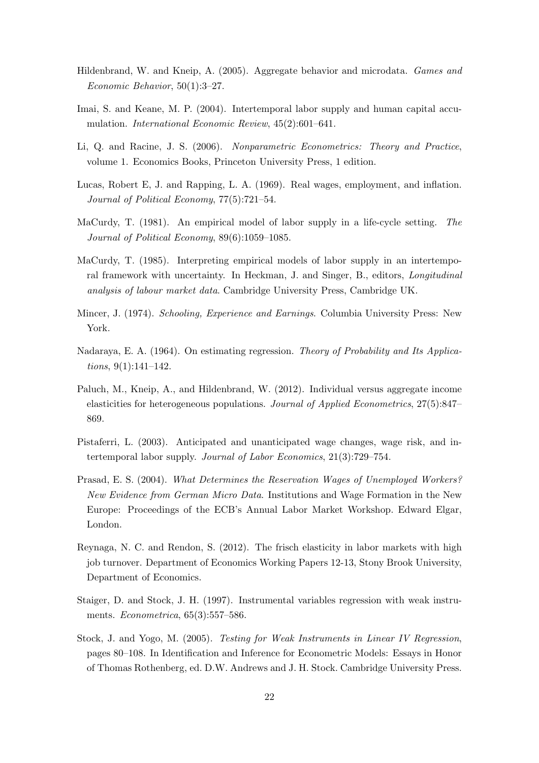Hildenbrand, W. and Kneip, A. (2005). Aggregate behavior and microdata. *Games and Economic Behavior*, 50(1):3–27.

Imai, S. and Keane, M. P. (2004). Intertemporal labor supply and human capital accumulation. *International Economic Review*, 45(2):601–641.

Li, Q. and Racine, J. S. (2006). *Nonparametric Econometrics: Theory and Practice*, volume 1. Economics Books, Princeton University Press, 1 edition.

Lucas, Robert E, J. and Rapping, L. A. (1969). Real wages, employment, and inflation. *Journal of Political Economy*, 77(5):721–54.

MaCurdy, T. (1981). An empirical model of labor supply in a life-cycle setting. *The Journal of Political Economy*, 89(6):1059–1085.

MaCurdy, T. (1985). Interpreting empirical models of labor supply in an intertemporal framework with uncertainty. In Heckman, J. and Singer, B., editors, *Longitudinal analysis of labour market data*. Cambridge University Press, Cambridge UK.

Mincer, J. (1974). *Schooling, Experience and Earnings*. Columbia University Press: New York.

Nadaraya, E. A. (1964). On estimating regression. *Theory of Probability and Its Applications*, 9(1):141–142.

Paluch, M., Kneip, A., and Hildenbrand, W. (2012). Individual versus aggregate income elasticities for heterogeneous populations. *Journal of Applied Econometrics*, 27(5):847–869.

Pistaferri, L. (2003). Anticipated and unanticipated wage changes, wage risk, and intertemporal labor supply. *Journal of Labor Economics*, 21(3):729–754.

Prasad, E. S. (2004). *What Determines the Reservation Wages of Unemployed Workers? New Evidence from German Micro Data*. Institutions and Wage Formation in the New Europe: Proceedings of the ECB's Annual Labor Market Workshop. Edward Elgar, London.

Reynaga, N. C. and Rendon, S. (2012). The frisch elasticity in labor markets with high job turnover. Department of Economics Working Papers 12-13, Stony Brook University, Department of Economics.

Staiger, D. and Stock, J. H. (1997). Instrumental variables regression with weak instruments. *Econometrica*, 65(3):557–586.

Stock, J. and Yogo, M. (2005). *Testing for Weak Instruments in Linear IV Regression*, pages 80–108. In Identification and Inference for Econometric Models: Essays in Honor of Thomas Rothenberg, ed. D.W. Andrews and J. H. Stock. Cambridge University Press.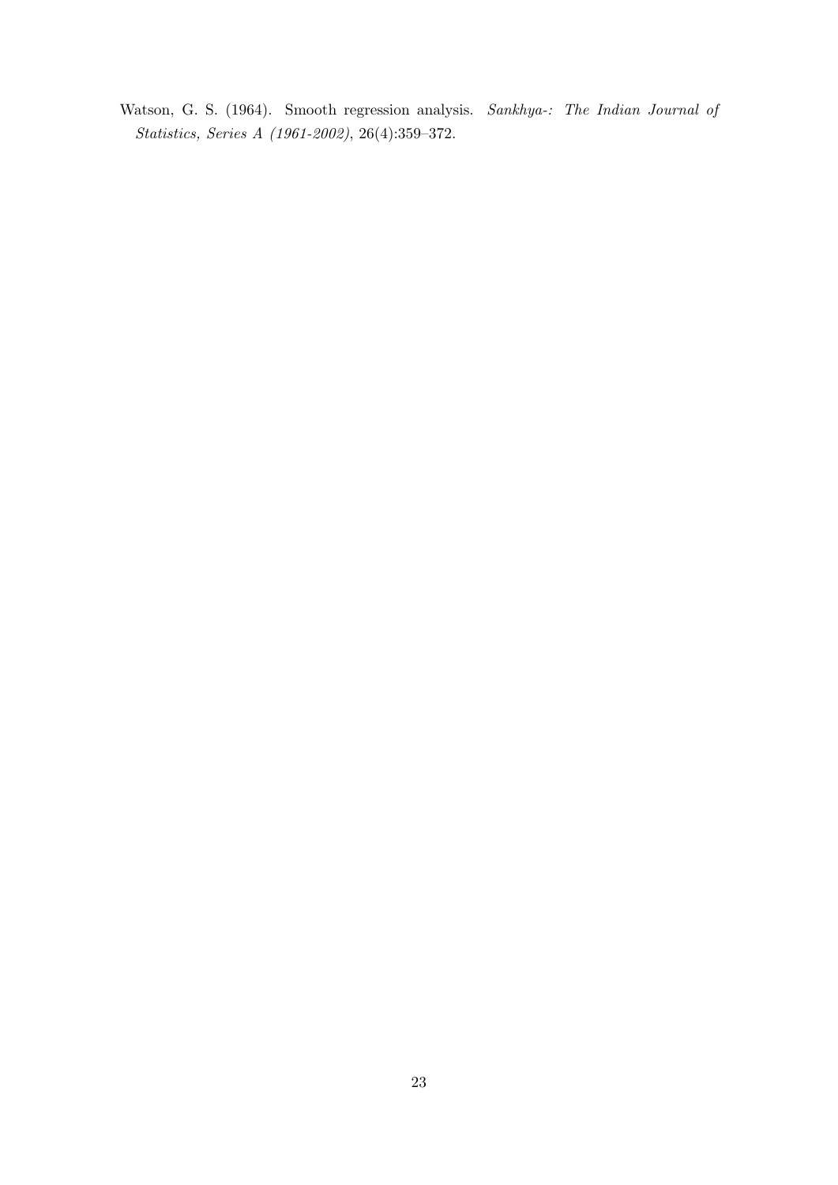Watson, G. S. (1964). Smooth regression analysis. *Sankhya-: The Indian Journal of Statistics, Series A (1961-2002)*, 26(4):359–372.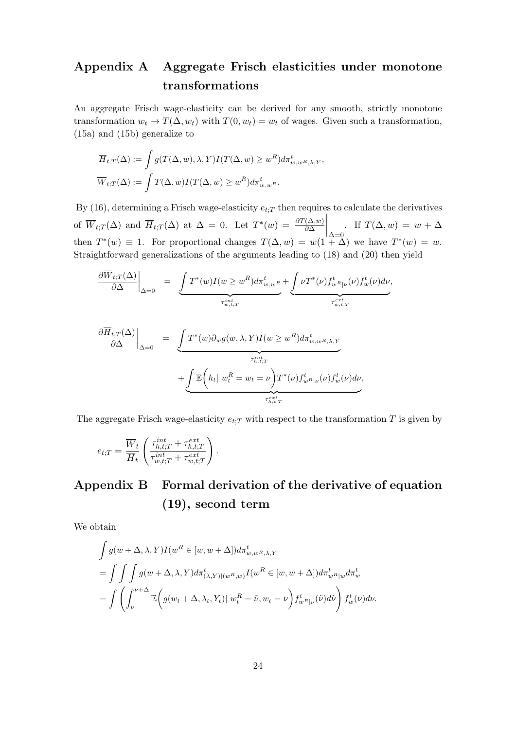# Appendix A Aggregate Frisch elasticities under monotone transformations

An aggregate Frisch wage-elasticity can be derived for any smooth, strictly monotone transformation $w_t \to T(\Delta, w_t)$ with $T(0, w_t) = w_t$ of wages. Given such a transformation, (15a) and (15b) generalize to

$$
\overline{H}_{t;T}(\Delta) := \int g(T(\Delta, w), \lambda, Y) I(T(\Delta, w) \geq w^R) d\pi^t_{w,w^R,\lambda,Y},
$$

$$
\overline{W}_{t;T}(\Delta) := \int T(\Delta, w) I(T(\Delta, w) \geq w^R) d\pi^t_{w,w^R}.
$$

By (16), determining a Frisch wage-elasticity $e_{t;T}$ then requires to calculate the derivatives of $\overline{W}_{t;T}(\Delta)$ and $\overline{H}_{t;T}(\Delta)$ at $\Delta = 0$. Let $T^*(w) = \left.\frac{\partial T(\Delta, w)}{\partial \Delta}\right|_{\Delta=0}$. If $T(\Delta, w) = w + \Delta$ then $T^*(w) \equiv 1$. For proportional changes $T(\Delta, w) = w(1 + \Delta)$ we have $T^*(w) = w$. Straightforward generalizations of the arguments leading to (18) and (20) then yield

$$
\left.\frac{\partial \overline{W}_{t;T}(\Delta)}{\partial \Delta}\right|_{\Delta=0} = \underbrace{\int T^*(w) I(w \geq w^R) d\pi^t_{w,w^R}}_{\tau^{int}_{w,t;T}} + \underbrace{\int \nu T^*(\nu) f^t_{w^R|\nu}(\nu) f^t_w(\nu) d\nu}_{\tau^{ext}_{w,t;T}},
$$

$$
\begin{aligned}
\left.\frac{\partial \overline{H}_{t;T}(\Delta)}{\partial \Delta}\right|_{\Delta=0} &= \underbrace{\int T^*(w) \partial_w g(w, \lambda, Y) I(w \geq w^R) d\pi^t_{w,w^R,\lambda,Y}}_{\tau^{int}_{h,t;T}} \\
&\quad + \underbrace{\int \mathbb{E}\Big(h_t \big|\ w^R_t = w_t = \nu\Big) T^*(\nu) f^t_{w^R|\nu}(\nu) f^t_w(\nu) d\nu}_{\tau^{ext}_{h,t;T}},
\end{aligned}
$$

The aggregate Frisch wage-elasticity $e_{t;T}$ with respect to the transformation $T$ is given by

$$
e_{t;T} = \frac{\overline{W}_t}{\overline{H}_t} \left( \frac{\tau^{int}_{h,t;T} + \tau^{ext}_{h,t;T}}{\tau^{int}_{w,t;T} + \tau^{ext}_{w,t;T}} \right).
$$

# Appendix B Formal derivation of the derivative of equation (19), second term

We obtain

$$
\begin{aligned}
&\int g(w + \Delta, \lambda, Y) I(w^R \in [w, w + \Delta]) d\pi^t_{w,w^R,\lambda,Y} \\
&= \int \int \int g(w + \Delta, \lambda, Y) d\pi^t_{(\lambda,Y)|(w^R,w)} I(w^R \in [w, w + \Delta]) d\pi^t_{w^R|w} d\pi^t_w \\
&= \int \left( \int_\nu^{\nu+\Delta} \mathbb{E}\Big( g(w_t + \Delta, \lambda_t, Y_t) \big|\ w^R_t = \tilde{\nu}, w_t = \nu \Big) f^t_{w^R|\nu}(\tilde{\nu}) d\tilde{\nu} \right) f^t_w(\nu) d\nu.
\end{aligned}
$$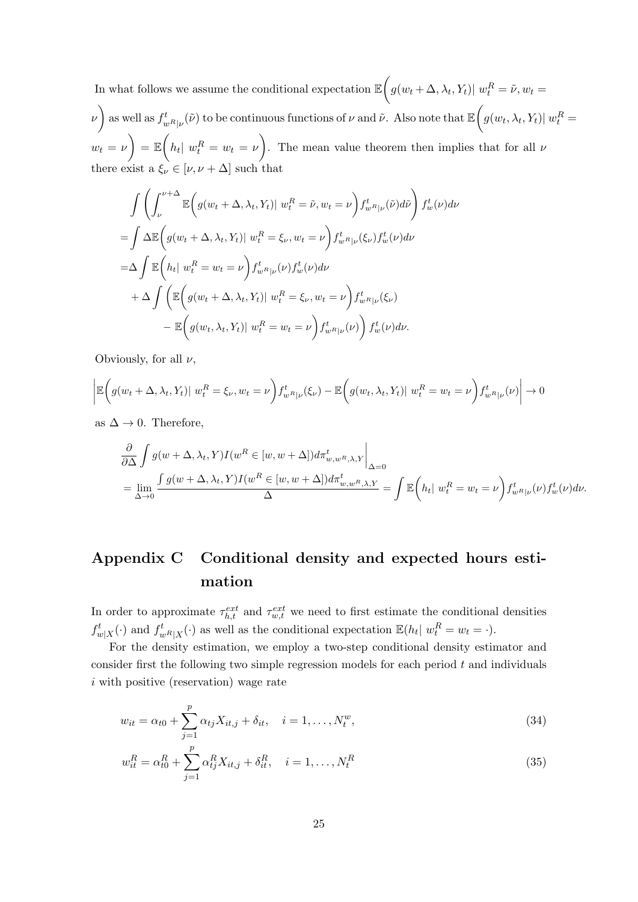In what follows we assume the conditional expectation $\mathbb{E}\Big(g(w_t+\Delta,\lambda_t,Y_t)|\ w_t^R=\tilde{\nu},w_t=\nu\Big)$ as well as $f^t_{w^R|\nu}(\tilde{\nu})$ to be continuous functions of $\nu$ and $\tilde{\nu}$. Also note that $\mathbb{E}\Big(g(w_t,\lambda_t,Y_t)|\ w_t^R=w_t=\nu\Big)=\mathbb{E}\Big(h_t|\ w_t^R=w_t=\nu\Big)$. The mean value theorem then implies that for all $\nu$ there exist a $\xi_\nu\in[\nu,\nu+\Delta]$ such that

$$
\begin{aligned}
&\int\left(\int_\nu^{\nu+\Delta}\mathbb{E}\Big(g(w_t+\Delta,\lambda_t,Y_t)|\ w_t^R=\tilde{\nu},w_t=\nu\Big)f^t_{w^R|\nu}(\tilde{\nu})d\tilde{\nu}\right)f^t_w(\nu)d\nu\\
=&\int\Delta\mathbb{E}\Big(g(w_t+\Delta,\lambda_t,Y_t)|\ w_t^R=\xi_\nu,w_t=\nu\Big)f^t_{w^R|\nu}(\xi_\nu)f^t_w(\nu)d\nu\\
=&\Delta\int\mathbb{E}\Big(h_t|\ w_t^R=w_t=\nu\Big)f^t_{w^R|\nu}(\nu)f^t_w(\nu)d\nu\\
&+\Delta\int\bigg(\mathbb{E}\Big(g(w_t+\Delta,\lambda_t,Y_t)|\ w_t^R=\xi_\nu,w_t=\nu\Big)f^t_{w^R|\nu}(\xi_\nu)\\
&\qquad-\mathbb{E}\Big(g(w_t,\lambda_t,Y_t)|\ w_t^R=w_t=\nu\Big)f^t_{w^R|\nu}(\nu)\bigg)f^t_w(\nu)d\nu.
\end{aligned}
$$

Obviously, for all $\nu$,

$$
\left|\mathbb{E}\Big(g(w_t+\Delta,\lambda_t,Y_t)|\ w_t^R=\xi_\nu,w_t=\nu\Big)f^t_{w^R|\nu}(\xi_\nu)-\mathbb{E}\Big(g(w_t,\lambda_t,Y_t)|\ w_t^R=w_t=\nu\Big)f^t_{w^R|\nu}(\nu)\right|\to 0
$$

as $\Delta\to 0$. Therefore,

$$
\begin{aligned}
&\frac{\partial}{\partial\Delta}\int g(w+\Delta,\lambda_t,Y)I(w^R\in[w,w+\Delta])d\pi^t_{w,w^R,\lambda,Y}\bigg|_{\Delta=0}\\
&=\lim_{\Delta\to 0}\frac{\int g(w+\Delta,\lambda_t,Y)I(w^R\in[w,w+\Delta])d\pi^t_{w,w^R,\lambda,Y}}{\Delta}=\int\mathbb{E}\Big(h_t|\ w_t^R=w_t=\nu\Big)f^t_{w^R|\nu}(\nu)f^t_w(\nu)d\nu.
\end{aligned}
$$

# Appendix C Conditional density and expected hours estimation

In order to approximate $\tau^{ext}_{h,t}$ and $\tau^{ext}_{w,t}$ we need to first estimate the conditional densities $f^t_{w|X}(\cdot)$ and $f^t_{w^R|X}(\cdot)$ as well as the conditional expectation $\mathbb{E}(h_t|\ w_t^R=w_t=\cdot)$.

For the density estimation, we employ a two-step conditional density estimator and consider first the following two simple regression models for each period $t$ and individuals $i$ with positive (reservation) wage rate

$$
w_{it}=\alpha_{t0}+\sum_{j=1}^p\alpha_{tj}X_{it,j}+\delta_{it},\quad i=1,\ldots,N_t^w, \tag{34}
$$

$$
w^R_{it}=\alpha^R_{t0}+\sum_{j=1}^p\alpha^R_{tj}X_{it,j}+\delta^R_{it},\quad i=1,\ldots,N_t^R \tag{35}
$$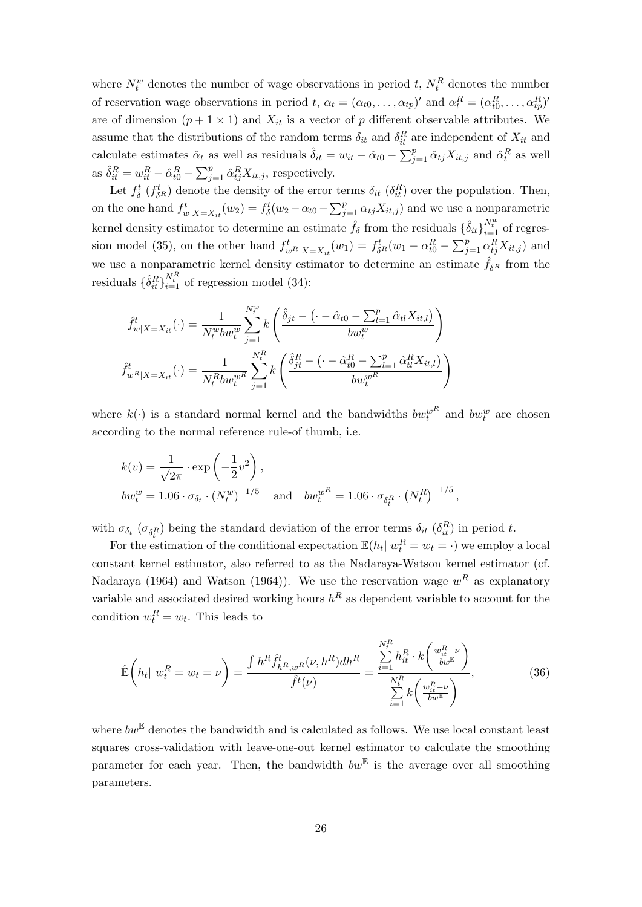where $N_t^w$ denotes the number of wage observations in period $t$, $N_t^R$ denotes the number of reservation wage observations in period $t$, $\alpha_t = (\alpha_{t0}, \ldots, \alpha_{tp})'$ and $\alpha_t^R = (\alpha_{t0}^R, \ldots, \alpha_{tp}^R)'$ are of dimension $(p+1 \times 1)$ and $X_{it}$ is a vector of $p$ different observable attributes. We assume that the distributions of the random terms $\delta_{it}$ and $\delta_{it}^R$ are independent of $X_{it}$ and calculate estimates $\hat{\alpha}_t$ as well as residuals $\hat{\delta}_{it} = w_{it} - \hat{\alpha}_{t0} - \sum_{j=1}^p \hat{\alpha}_{tj} X_{it,j}$ and $\hat{\alpha}_t^R$ as well as $\hat{\delta}_{it}^R = w_{it}^R - \hat{\alpha}_{t0}^R - \sum_{j=1}^p \hat{\alpha}_{tj}^R X_{it,j}$, respectively.

Let $f_\delta^t$ ($f_{\delta^R}^t$) denote the density of the error terms $\delta_{it}$ ($\delta_{it}^R$) over the population. Then, on the one hand $f_{w|X=X_{it}}^t(w_2) = f_\delta^t(w_2 - \alpha_{t0} - \sum_{j=1}^p \alpha_{tj} X_{it,j})$ and we use a nonparametric kernel density estimator to determine an estimate $\hat{f}_\delta$ from the residuals $\{\hat{\delta}_{it}\}_{i=1}^{N_t^w}$ of regression model (35), on the other hand $f_{w^R|X=X_{it}}^t(w_1) = f_{\delta^R}^t(w_1 - \alpha_{t0}^R - \sum_{j=1}^p \alpha_{tj}^R X_{it,j})$ and we use a nonparametric kernel density estimator to determine an estimate $\hat{f}_{\delta^R}$ from the residuals $\{\hat{\delta}_{it}^R\}_{i=1}^{N_t^R}$ of regression model (34):

$$\hat{f}_{w|X=X_{it}}^t(\cdot) = \frac{1}{N_t^w bw_t^w} \sum_{j=1}^{N_t^w} k\left( \frac{\hat{\delta}_{jt} - \left( \cdot - \hat{\alpha}_{t0} - \sum_{l=1}^p \hat{\alpha}_{tl} X_{it,l} \right)}{bw_t^w} \right)$$

$$\hat{f}_{w^R|X=X_{it}}^t(\cdot) = \frac{1}{N_t^R bw_t^{w^R}} \sum_{j=1}^{N_t^R} k\left( \frac{\hat{\delta}_{jt}^R - \left( \cdot - \hat{\alpha}_{t0}^R - \sum_{l=1}^p \hat{\alpha}_{tl}^R X_{it,l} \right)}{bw_t^{w^R}} \right)$$

where $k(\cdot)$ is a standard normal kernel and the bandwidths $bw_t^{w^R}$ and $bw_t^w$ are chosen according to the normal reference rule-of thumb, i.e.

$$k(v) = \frac{1}{\sqrt{2\pi}} \cdot \exp\left( -\frac{1}{2} v^2 \right),$$
$$bw_t^w = 1.06 \cdot \sigma_{\delta_t} \cdot (N_t^w)^{-1/5} \quad \text{and} \quad bw_t^{w^R} = 1.06 \cdot \sigma_{\delta_t^R} \cdot \left(N_t^R\right)^{-1/5},$$

with $\sigma_{\delta_t}$ ($\sigma_{\delta_t^R}$) being the standard deviation of the error terms $\delta_{it}$ ($\delta_{it}^R$) in period $t$.

For the estimation of the conditional expectation $\mathbb{E}(h_t | \, w_t^R = w_t = \cdot)$ we employ a local constant kernel estimator, also referred to as the Nadaraya-Watson kernel estimator (cf. Nadaraya (1964) and Watson (1964)). We use the reservation wage $w^R$ as explanatory variable and associated desired working hours $h^R$ as dependent variable to account for the condition $w_t^R = w_t$. This leads to

$$\hat{\mathbb{E}}\bigg( h_t | \, w_t^R = w_t = \nu \bigg) = \frac{\int h^R \hat{f}_{h^R, w^R}^t(\nu, h^R) dh^R}{\hat{f}^t(\nu)} = \frac{\sum_{i=1}^{N_t^R} h_{it}^R \cdot k\left( \frac{w_{it}^R - \nu}{bw^{\mathbb{E}}} \right)}{\sum_{i=1}^{N_t^R} k\left( \frac{w_{it}^R - \nu}{bw^{\mathbb{E}}} \right)}, \tag{36}$$

where $bw^{\mathbb{E}}$ denotes the bandwidth and is calculated as follows. We use local constant least squares cross-validation with leave-one-out kernel estimator to calculate the smoothing parameter for each year. Then, the bandwidth $bw^{\mathbb{E}}$ is the average over all smoothing parameters.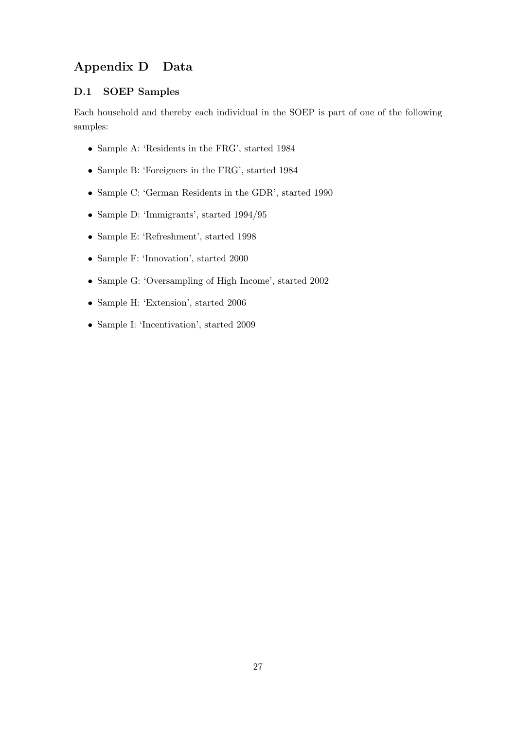# Appendix D Data

## D.1 SOEP Samples

Each household and thereby each individual in the SOEP is part of one of the following samples:

- Sample A: 'Residents in the FRG', started 1984
- Sample B: 'Foreigners in the FRG', started 1984
- Sample C: 'German Residents in the GDR', started 1990
- Sample D: 'Immigrants', started 1994/95
- Sample E: 'Refreshment', started 1998
- Sample F: 'Innovation', started 2000
- Sample G: 'Oversampling of High Income', started 2002
- Sample H: 'Extension', started 2006
- Sample I: 'Incentivation', started 2009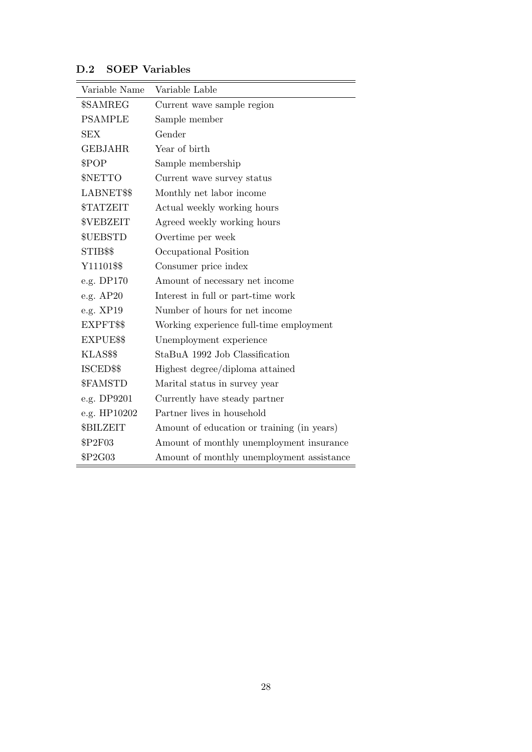### D.2 SOEP Variables

| Variable Name | Variable Lable |
|---|---|
| $SAMREG | Current wave sample region |
| PSAMPLE | Sample member |
| SEX | Gender |
| GEBJAHR | Year of birth |
| $POP | Sample membership |
| $NETTO | Current wave survey status |
| LABNET$$ | Monthly net labor income |
| $TATZEIT | Actual weekly working hours |
| $VEBZEIT | Agreed weekly working hours |
| $UEBSTD | Overtime per week |
| STIB$$ | Occupational Position |
| Y11101$$ | Consumer price index |
| e.g. DP170 | Amount of necessary net income |
| e.g. AP20 | Interest in full or part-time work |
| e.g. XP19 | Number of hours for net income |
| EXPFT$$ | Working experience full-time employment |
| EXPUE$$ | Unemployment experience |
| KLAS$$ | StaBuA 1992 Job Classification |
| ISCED$$ | Highest degree/diploma attained |
| $FAMSTD | Marital status in survey year |
| e.g. DP9201 | Currently have steady partner |
| e.g. HP10202 | Partner lives in household |
| $BILZEIT | Amount of education or training (in years) |
| $P2F03 | Amount of monthly unemployment insurance |
| $P2G03 | Amount of monthly unemployment assistance |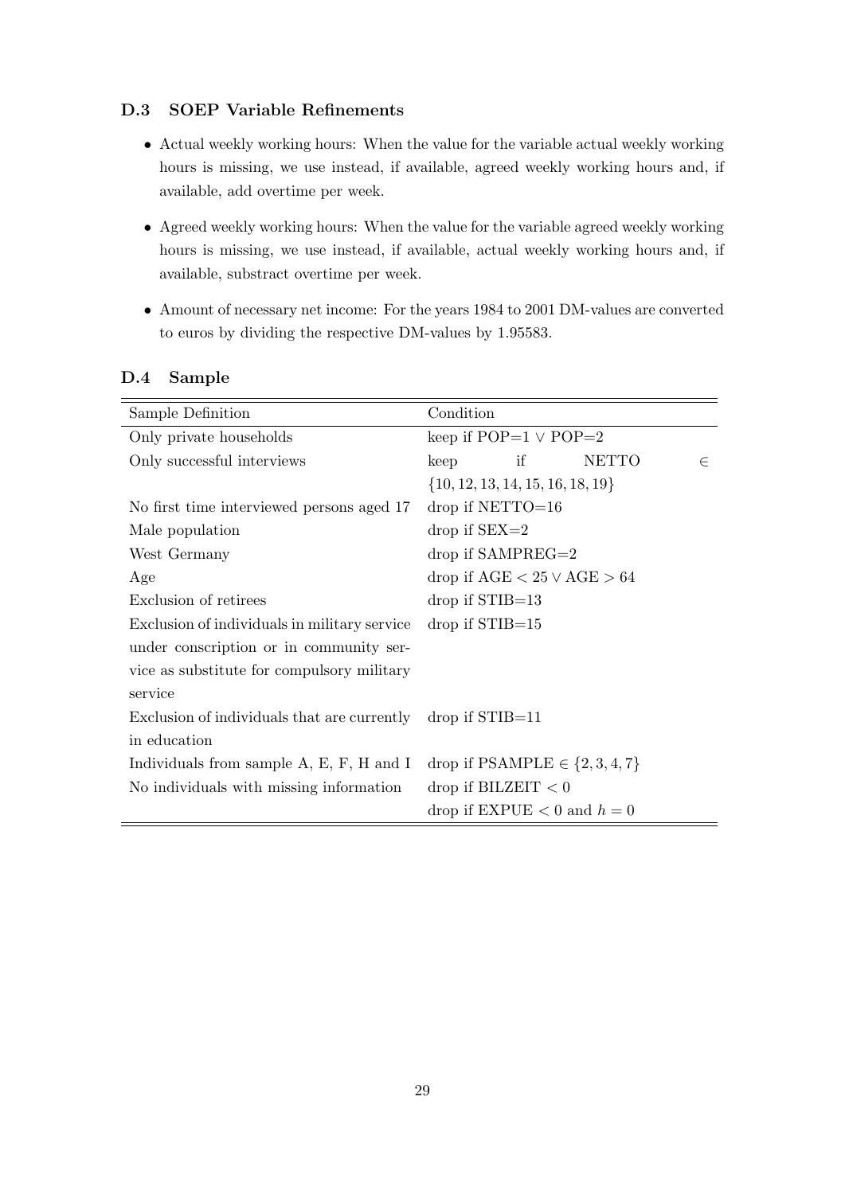### D.3 SOEP Variable Refinements

- Actual weekly working hours: When the value for the variable actual weekly working hours is missing, we use instead, if available, agreed weekly working hours and, if available, add overtime per week.
- Agreed weekly working hours: When the value for the variable agreed weekly working hours is missing, we use instead, if available, actual weekly working hours and, if available, substract overtime per week.
- Amount of necessary net income: For the years 1984 to 2001 DM-values are converted to euros by dividing the respective DM-values by 1.95583.

### D.4 Sample

| Sample Definition | Condition |
|---|---|
| Only private households | keep if POP=1 $\vee$ POP=2 |
| Only successful interviews | keep if NETTO $\in \{10, 12, 13, 14, 15, 16, 18, 19\}$ |
| No first time interviewed persons aged 17 | drop if NETTO=16 |
| Male population | drop if SEX=2 |
| West Germany | drop if SAMPREG=2 |
| Age | drop if AGE $< 25 \vee$ AGE $> 64$ |
| Exclusion of retirees | drop if STIB=13 |
| Exclusion of individuals in military service under conscription or in community service as substitute for compulsory military service | drop if STIB=15 |
| Exclusion of individuals that are currently in education | drop if STIB=11 |
| Individuals from sample A, E, F, H and I | drop if PSAMPLE $\in \{2, 3, 4, 7\}$ |
| No individuals with missing information | drop if BILZEIT $< 0$ |
| | drop if EXPUE $< 0$ and $h = 0$ |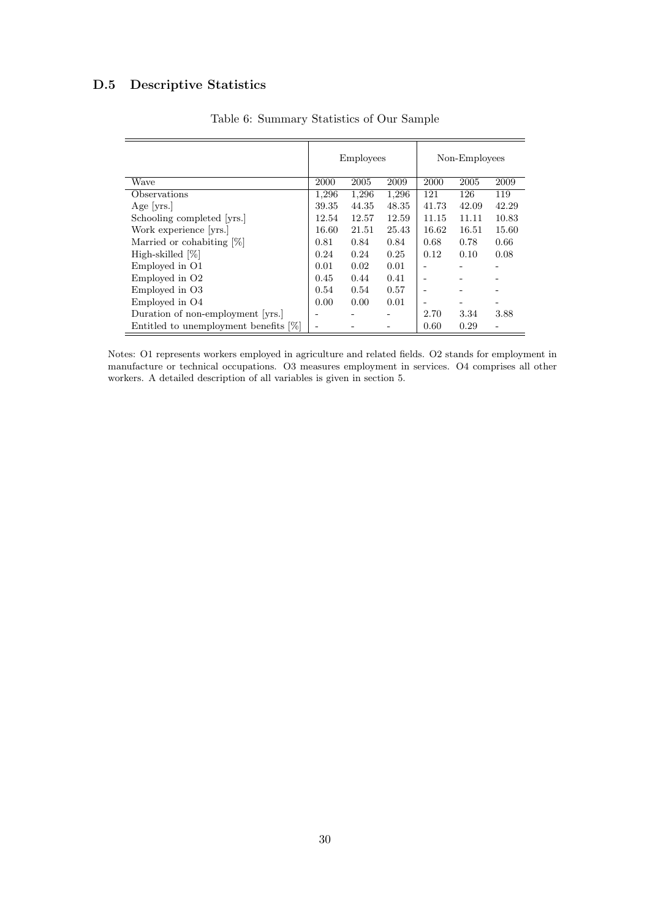### D.5 Descriptive Statistics

Table 6: Summary Statistics of Our Sample

| | Employees | | | Non-Employees | | |
|---|---|---|---|---|---|---|
| Wave | 2000 | 2005 | 2009 | 2000 | 2005 | 2009 |
| Observations | 1,296 | 1,296 | 1,296 | 121 | 126 | 119 |
| Age [yrs.] | 39.35 | 44.35 | 48.35 | 41.73 | 42.09 | 42.29 |
| Schooling completed [yrs.] | 12.54 | 12.57 | 12.59 | 11.15 | 11.11 | 10.83 |
| Work experience [yrs.] | 16.60 | 21.51 | 25.43 | 16.62 | 16.51 | 15.60 |
| Married or cohabiting [%] | 0.81 | 0.84 | 0.84 | 0.68 | 0.78 | 0.66 |
| High-skilled [%] | 0.24 | 0.24 | 0.25 | 0.12 | 0.10 | 0.08 |
| Employed in O1 | 0.01 | 0.02 | 0.01 | - | - | - |
| Employed in O2 | 0.45 | 0.44 | 0.41 | - | - | - |
| Employed in O3 | 0.54 | 0.54 | 0.57 | - | - | - |
| Employed in O4 | 0.00 | 0.00 | 0.01 | - | - | - |
| Duration of non-employment [yrs.] | - | - | - | 2.70 | 3.34 | 3.88 |
| Entitled to unemployment benefits [%] | - | - | - | 0.60 | 0.29 | - |

Notes: O1 represents workers employed in agriculture and related fields. O2 stands for employment in manufacture or technical occupations. O3 measures employment in services. O4 comprises all other workers. A detailed description of all variables is given in section 5.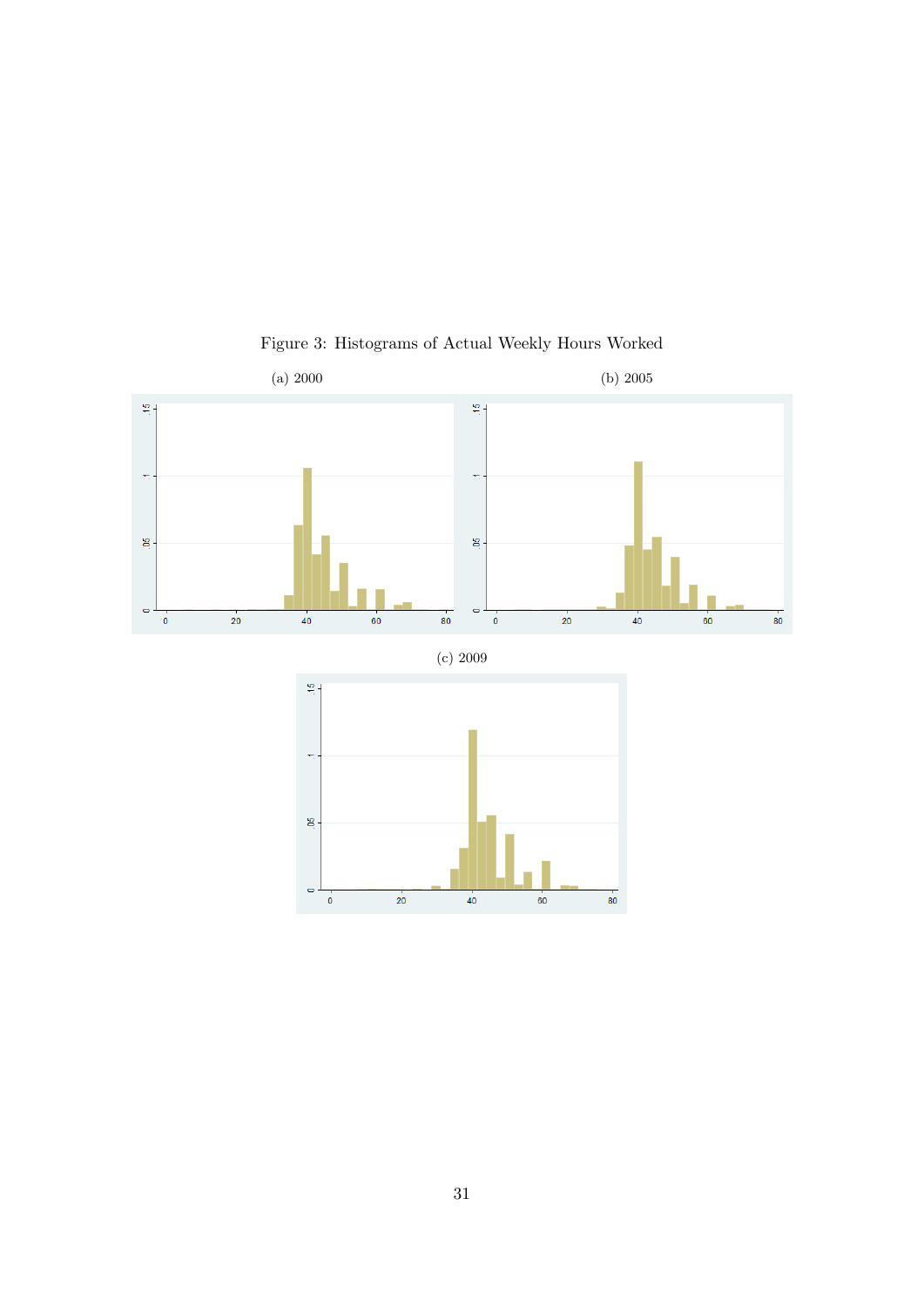Figure 3: Histograms of Actual Weekly Hours Worked

(a) 2000

(b) 2005

(c) 2009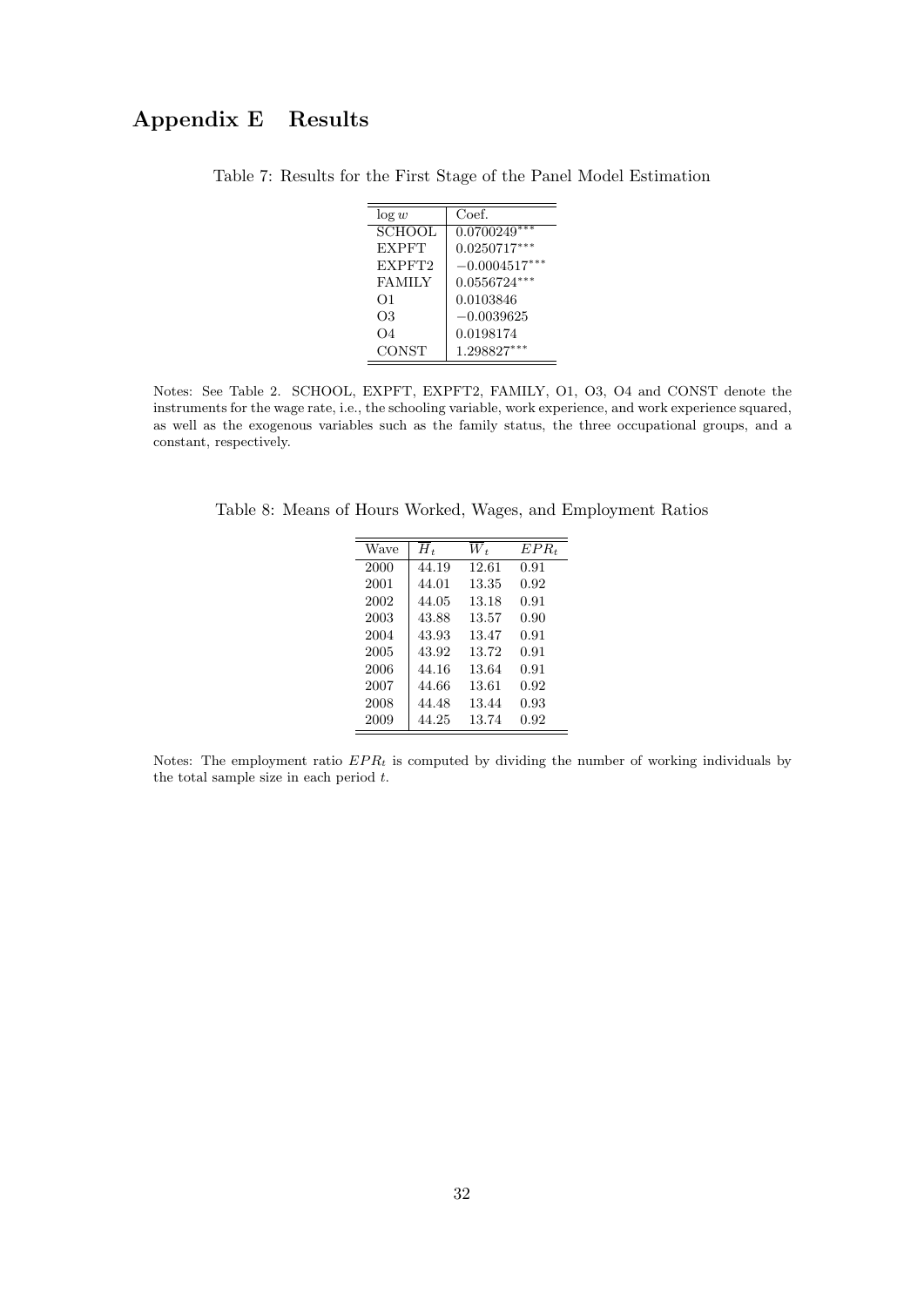# Appendix E Results

Table 7: Results for the First Stage of the Panel Model Estimation

| $\log w$ | Coef. |
|---|---|
| SCHOOL | $0.0700249^{***}$ |
| EXPFT | $0.0250717^{***}$ |
| EXPFT2 | $-0.0004517^{***}$ |
| FAMILY | $0.0556724^{***}$ |
| O1 | 0.0103846 |
| O3 | $-0.0039625$ |
| O4 | 0.0198174 |
| CONST | $1.298827^{***}$ |

Notes: See Table 2. SCHOOL, EXPFT, EXPFT2, FAMILY, O1, O3, O4 and CONST denote the instruments for the wage rate, i.e., the schooling variable, work experience, and work experience squared, as well as the exogenous variables such as the family status, the three occupational groups, and a constant, respectively.

Table 8: Means of Hours Worked, Wages, and Employment Ratios

| Wave | $\overline{H}_t$ | $\overline{W}_t$ | $EPR_t$ |
|---|---|---|---|
| 2000 | 44.19 | 12.61 | 0.91 |
| 2001 | 44.01 | 13.35 | 0.92 |
| 2002 | 44.05 | 13.18 | 0.91 |
| 2003 | 43.88 | 13.57 | 0.90 |
| 2004 | 43.93 | 13.47 | 0.91 |
| 2005 | 43.92 | 13.72 | 0.91 |
| 2006 | 44.16 | 13.64 | 0.91 |
| 2007 | 44.66 | 13.61 | 0.92 |
| 2008 | 44.48 | 13.44 | 0.93 |
| 2009 | 44.25 | 13.74 | 0.92 |

Notes: The employment ratio $EPR_t$ is computed by dividing the number of working individuals by the total sample size in each period $t$.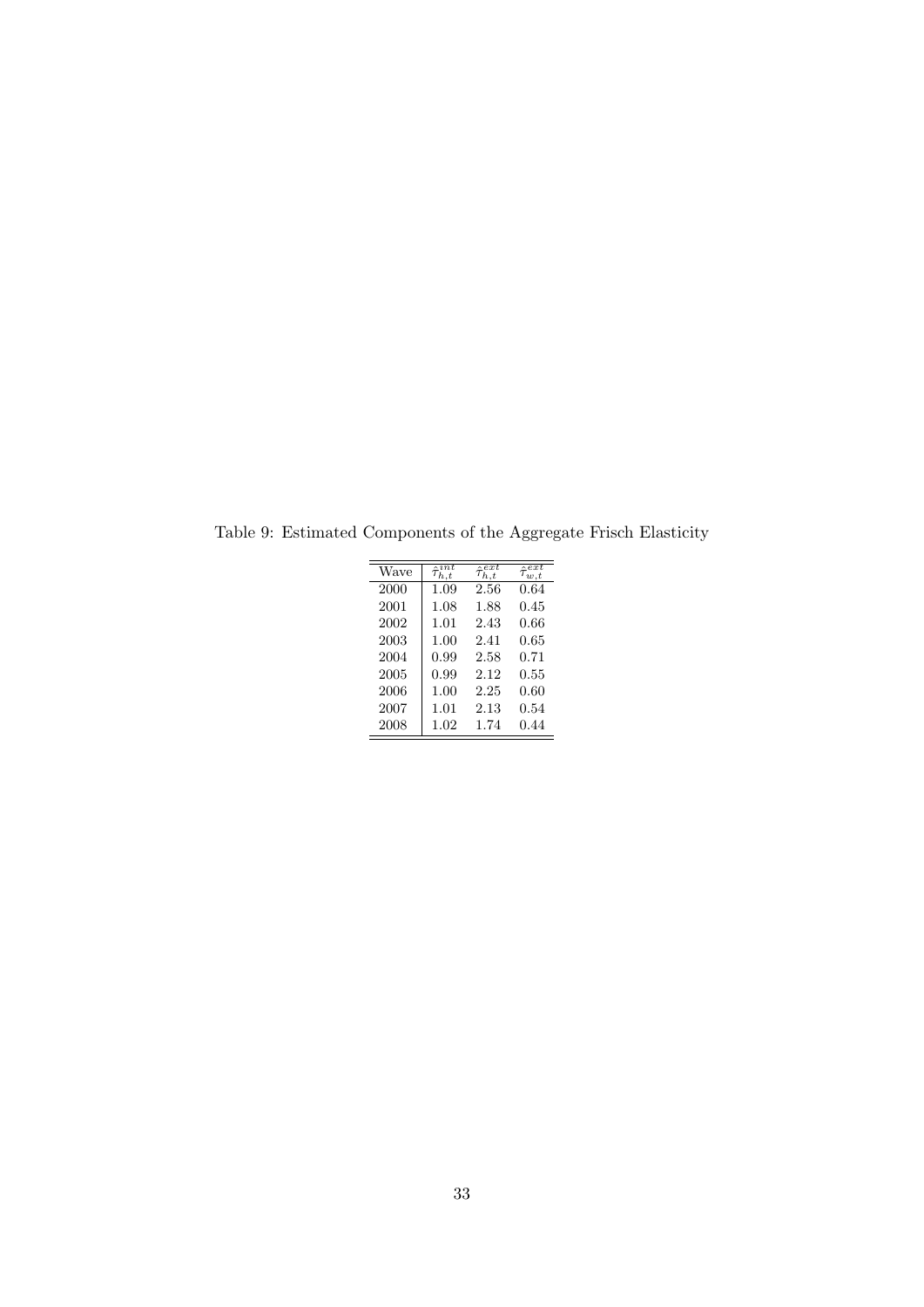Table 9: Estimated Components of the Aggregate Frisch Elasticity

| Wave | $\hat{\tau}_{h,t}^{int}$ | $\hat{\tau}_{h,t}^{ext}$ | $\hat{\tau}_{w,t}^{ext}$ |
|---|---|---|---|
| 2000 | 1.09 | 2.56 | 0.64 |
| 2001 | 1.08 | 1.88 | 0.45 |
| 2002 | 1.01 | 2.43 | 0.66 |
| 2003 | 1.00 | 2.41 | 0.65 |
| 2004 | 0.99 | 2.58 | 0.71 |
| 2005 | 0.99 | 2.12 | 0.55 |
| 2006 | 1.00 | 2.25 | 0.60 |
| 2007 | 1.01 | 2.13 | 0.54 |
| 2008 | 1.02 | 1.74 | 0.44 |